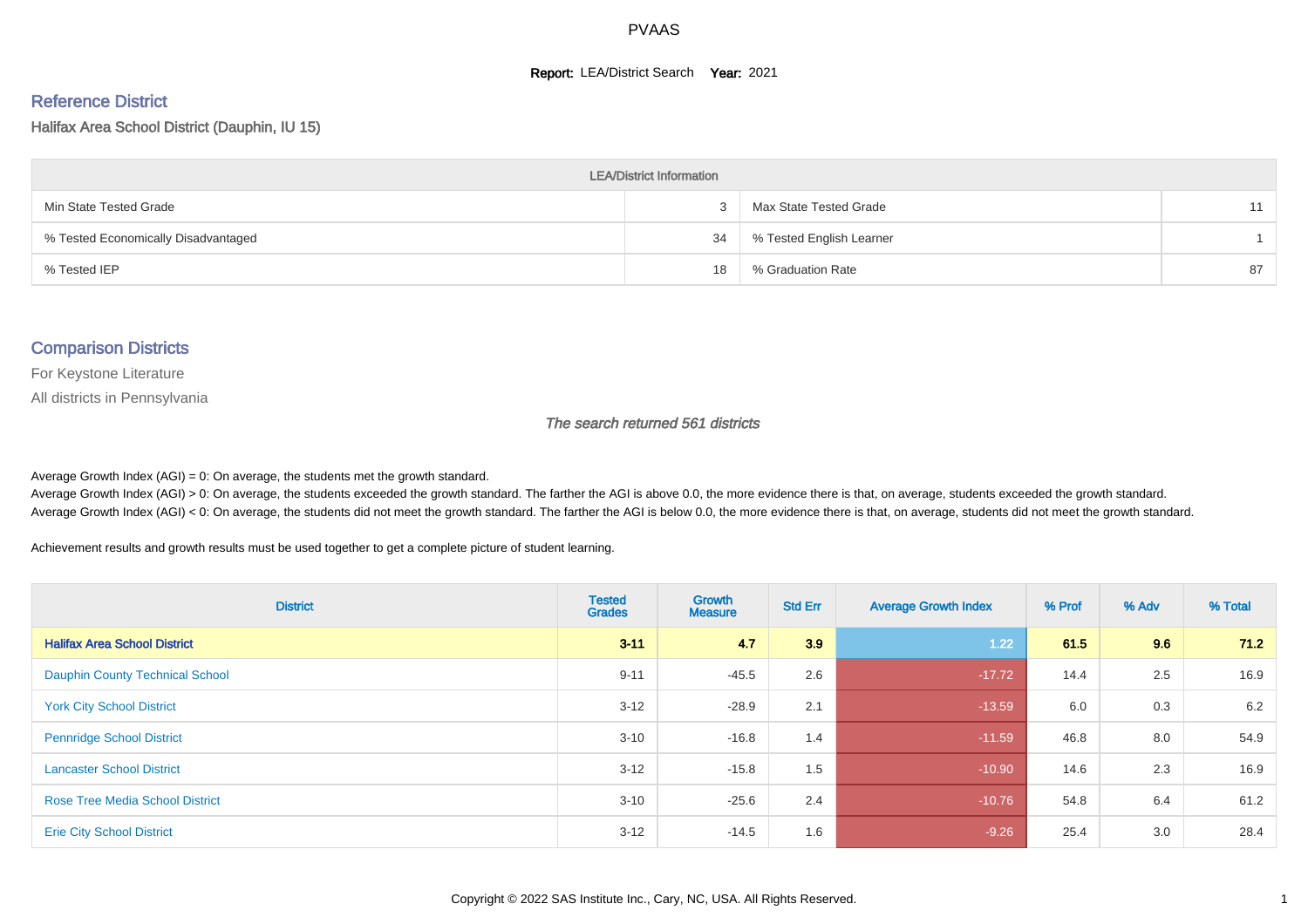# PVAAS

**Report:** LEA/District Search **Year:** 2021

## Reference District

Halifax Area School District (Dauphin, IU 15)

| LEA/District Information | | | |
|---|---|---|---|
| Min State Tested Grade | 3 | Max State Tested Grade | 11 |
| % Tested Economically Disadvantaged | 34 | % Tested English Learner | 1 |
| % Tested IEP | 18 | % Graduation Rate | 87 |

## Comparison Districts

For Keystone Literature

All districts in Pennsylvania

*The search returned 561 districts*

Average Growth Index (AGI) = 0: On average, the students met the growth standard.
Average Growth Index (AGI) > 0: On average, the students exceeded the growth standard. The farther the AGI is above 0.0, the more evidence there is that, on average, students exceeded the growth standard.
Average Growth Index (AGI) < 0: On average, the students did not meet the growth standard. The farther the AGI is below 0.0, the more evidence there is that, on average, students did not meet the growth standard.

Achievement results and growth results must be used together to get a complete picture of student learning.

| District | Tested Grades | Growth Measure | Std Err | Average Growth Index | % Prof | % Adv | % Total |
|---|---|---|---|---|---|---|---|
| **Halifax Area School District** | **3-11** | **4.7** | **3.9** | 1.22 | **61.5** | **9.6** | **71.2** |
| Dauphin County Technical School | 9-11 | -45.5 | 2.6 | -17.72 | 14.4 | 2.5 | 16.9 |
| York City School District | 3-12 | -28.9 | 2.1 | -13.59 | 6.0 | 0.3 | 6.2 |
| Pennridge School District | 3-10 | -16.8 | 1.4 | -11.59 | 46.8 | 8.0 | 54.9 |
| Lancaster School District | 3-12 | -15.8 | 1.5 | -10.90 | 14.6 | 2.3 | 16.9 |
| Rose Tree Media School District | 3-10 | -25.6 | 2.4 | -10.76 | 54.8 | 6.4 | 61.2 |
| Erie City School District | 3-12 | -14.5 | 1.6 | -9.26 | 25.4 | 3.0 | 28.4 |

Copyright © 2022 SAS Institute Inc., Cary, NC, USA. All Rights Reserved.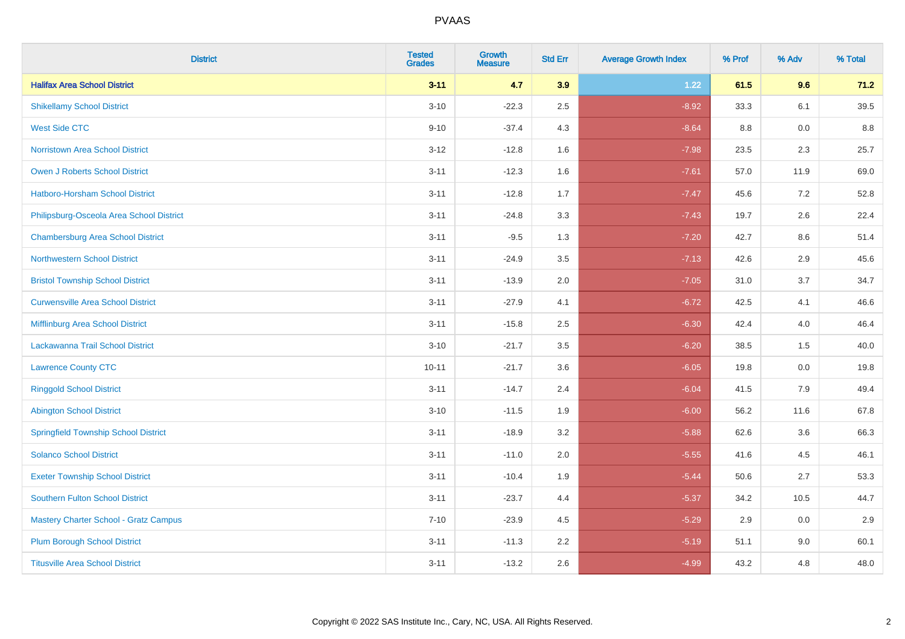| District | Tested Grades | Growth Measure | Std Err | Average Growth Index | % Prof | % Adv | % Total |
|---|---|---|---|---|---|---|---|
| **Halifax Area School District** | **3-11** | **4.7** | **3.9** | **1.22** | **61.5** | **9.6** | **71.2** |
| Shikellamy School District | 3-10 | -22.3 | 2.5 | -8.92 | 33.3 | 6.1 | 39.5 |
| West Side CTC | 9-10 | -37.4 | 4.3 | -8.64 | 8.8 | 0.0 | 8.8 |
| Norristown Area School District | 3-12 | -12.8 | 1.6 | -7.98 | 23.5 | 2.3 | 25.7 |
| Owen J Roberts School District | 3-11 | -12.3 | 1.6 | -7.61 | 57.0 | 11.9 | 69.0 |
| Hatboro-Horsham School District | 3-11 | -12.8 | 1.7 | -7.47 | 45.6 | 7.2 | 52.8 |
| Philipsburg-Osceola Area School District | 3-11 | -24.8 | 3.3 | -7.43 | 19.7 | 2.6 | 22.4 |
| Chambersburg Area School District | 3-11 | -9.5 | 1.3 | -7.20 | 42.7 | 8.6 | 51.4 |
| Northwestern School District | 3-11 | -24.9 | 3.5 | -7.13 | 42.6 | 2.9 | 45.6 |
| Bristol Township School District | 3-11 | -13.9 | 2.0 | -7.05 | 31.0 | 3.7 | 34.7 |
| Curwensville Area School District | 3-11 | -27.9 | 4.1 | -6.72 | 42.5 | 4.1 | 46.6 |
| Mifflinburg Area School District | 3-11 | -15.8 | 2.5 | -6.30 | 42.4 | 4.0 | 46.4 |
| Lackawanna Trail School District | 3-10 | -21.7 | 3.5 | -6.20 | 38.5 | 1.5 | 40.0 |
| Lawrence County CTC | 10-11 | -21.7 | 3.6 | -6.05 | 19.8 | 0.0 | 19.8 |
| Ringgold School District | 3-11 | -14.7 | 2.4 | -6.04 | 41.5 | 7.9 | 49.4 |
| Abington School District | 3-10 | -11.5 | 1.9 | -6.00 | 56.2 | 11.6 | 67.8 |
| Springfield Township School District | 3-11 | -18.9 | 3.2 | -5.88 | 62.6 | 3.6 | 66.3 |
| Solanco School District | 3-11 | -11.0 | 2.0 | -5.55 | 41.6 | 4.5 | 46.1 |
| Exeter Township School District | 3-11 | -10.4 | 1.9 | -5.44 | 50.6 | 2.7 | 53.3 |
| Southern Fulton School District | 3-11 | -23.7 | 4.4 | -5.37 | 34.2 | 10.5 | 44.7 |
| Mastery Charter School - Gratz Campus | 7-10 | -23.9 | 4.5 | -5.29 | 2.9 | 0.0 | 2.9 |
| Plum Borough School District | 3-11 | -11.3 | 2.2 | -5.19 | 51.1 | 9.0 | 60.1 |
| Titusville Area School District | 3-11 | -13.2 | 2.6 | -4.99 | 43.2 | 4.8 | 48.0 |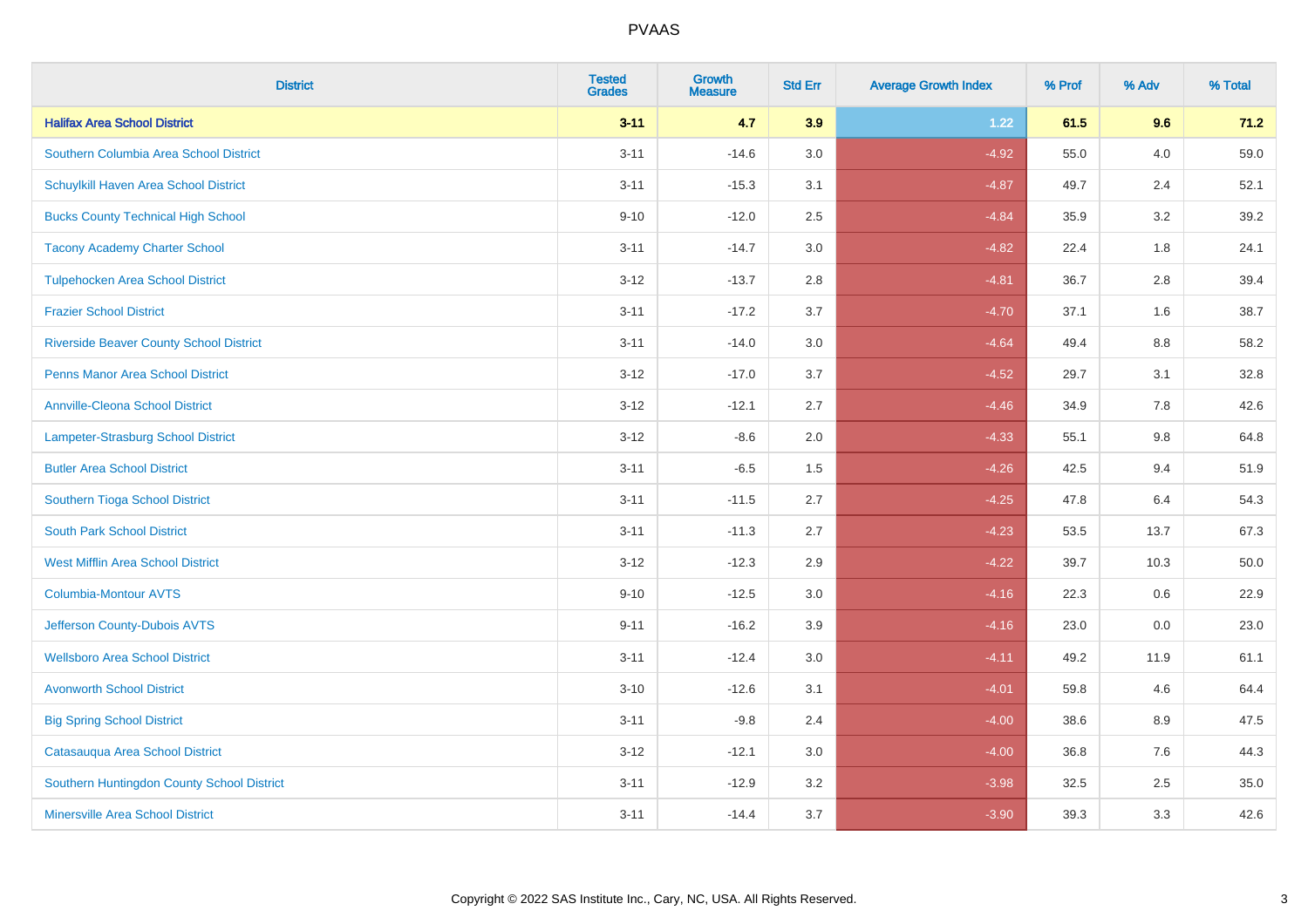# PVAAS

| District | Tested Grades | Growth Measure | Std Err | Average Growth Index | % Prof | % Adv | % Total |
|---|---|---|---|---|---|---|---|
| **Halifax Area School District** | **3-11** | **4.7** | **3.9** | **1.22** | **61.5** | **9.6** | **71.2** |
| Southern Columbia Area School District | 3-11 | -14.6 | 3.0 | -4.92 | 55.0 | 4.0 | 59.0 |
| Schuylkill Haven Area School District | 3-11 | -15.3 | 3.1 | -4.87 | 49.7 | 2.4 | 52.1 |
| Bucks County Technical High School | 9-10 | -12.0 | 2.5 | -4.84 | 35.9 | 3.2 | 39.2 |
| Tacony Academy Charter School | 3-11 | -14.7 | 3.0 | -4.82 | 22.4 | 1.8 | 24.1 |
| Tulpehocken Area School District | 3-12 | -13.7 | 2.8 | -4.81 | 36.7 | 2.8 | 39.4 |
| Frazier School District | 3-11 | -17.2 | 3.7 | -4.70 | 37.1 | 1.6 | 38.7 |
| Riverside Beaver County School District | 3-11 | -14.0 | 3.0 | -4.64 | 49.4 | 8.8 | 58.2 |
| Penns Manor Area School District | 3-12 | -17.0 | 3.7 | -4.52 | 29.7 | 3.1 | 32.8 |
| Annville-Cleona School District | 3-12 | -12.1 | 2.7 | -4.46 | 34.9 | 7.8 | 42.6 |
| Lampeter-Strasburg School District | 3-12 | -8.6 | 2.0 | -4.33 | 55.1 | 9.8 | 64.8 |
| Butler Area School District | 3-11 | -6.5 | 1.5 | -4.26 | 42.5 | 9.4 | 51.9 |
| Southern Tioga School District | 3-11 | -11.5 | 2.7 | -4.25 | 47.8 | 6.4 | 54.3 |
| South Park School District | 3-11 | -11.3 | 2.7 | -4.23 | 53.5 | 13.7 | 67.3 |
| West Mifflin Area School District | 3-12 | -12.3 | 2.9 | -4.22 | 39.7 | 10.3 | 50.0 |
| Columbia-Montour AVTS | 9-10 | -12.5 | 3.0 | -4.16 | 22.3 | 0.6 | 22.9 |
| Jefferson County-Dubois AVTS | 9-11 | -16.2 | 3.9 | -4.16 | 23.0 | 0.0 | 23.0 |
| Wellsboro Area School District | 3-11 | -12.4 | 3.0 | -4.11 | 49.2 | 11.9 | 61.1 |
| Avonworth School District | 3-10 | -12.6 | 3.1 | -4.01 | 59.8 | 4.6 | 64.4 |
| Big Spring School District | 3-11 | -9.8 | 2.4 | -4.00 | 38.6 | 8.9 | 47.5 |
| Catasauqua Area School District | 3-12 | -12.1 | 3.0 | -4.00 | 36.8 | 7.6 | 44.3 |
| Southern Huntingdon County School District | 3-11 | -12.9 | 3.2 | -3.98 | 32.5 | 2.5 | 35.0 |
| Minersville Area School District | 3-11 | -14.4 | 3.7 | -3.90 | 39.3 | 3.3 | 42.6 |

Copyright © 2022 SAS Institute Inc., Cary, NC, USA. All Rights Reserved.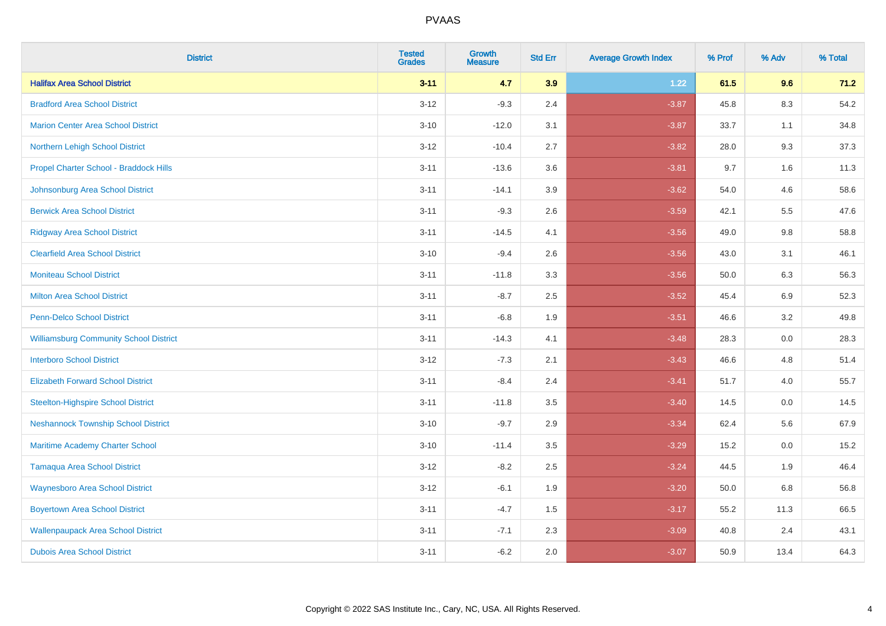# PVAAS

| District | Tested Grades | Growth Measure | Std Err | Average Growth Index | % Prof | % Adv | % Total |
|---|---|---|---|---|---|---|---|
| **Halifax Area School District** | **3-11** | **4.7** | **3.9** | **1.22** | **61.5** | **9.6** | **71.2** |
| Bradford Area School District | 3-12 | -9.3 | 2.4 | -3.87 | 45.8 | 8.3 | 54.2 |
| Marion Center Area School District | 3-10 | -12.0 | 3.1 | -3.87 | 33.7 | 1.1 | 34.8 |
| Northern Lehigh School District | 3-12 | -10.4 | 2.7 | -3.82 | 28.0 | 9.3 | 37.3 |
| Propel Charter School - Braddock Hills | 3-11 | -13.6 | 3.6 | -3.81 | 9.7 | 1.6 | 11.3 |
| Johnsonburg Area School District | 3-11 | -14.1 | 3.9 | -3.62 | 54.0 | 4.6 | 58.6 |
| Berwick Area School District | 3-11 | -9.3 | 2.6 | -3.59 | 42.1 | 5.5 | 47.6 |
| Ridgway Area School District | 3-11 | -14.5 | 4.1 | -3.56 | 49.0 | 9.8 | 58.8 |
| Clearfield Area School District | 3-10 | -9.4 | 2.6 | -3.56 | 43.0 | 3.1 | 46.1 |
| Moniteau School District | 3-11 | -11.8 | 3.3 | -3.56 | 50.0 | 6.3 | 56.3 |
| Milton Area School District | 3-11 | -8.7 | 2.5 | -3.52 | 45.4 | 6.9 | 52.3 |
| Penn-Delco School District | 3-11 | -6.8 | 1.9 | -3.51 | 46.6 | 3.2 | 49.8 |
| Williamsburg Community School District | 3-11 | -14.3 | 4.1 | -3.48 | 28.3 | 0.0 | 28.3 |
| Interboro School District | 3-12 | -7.3 | 2.1 | -3.43 | 46.6 | 4.8 | 51.4 |
| Elizabeth Forward School District | 3-11 | -8.4 | 2.4 | -3.41 | 51.7 | 4.0 | 55.7 |
| Steelton-Highspire School District | 3-11 | -11.8 | 3.5 | -3.40 | 14.5 | 0.0 | 14.5 |
| Neshannock Township School District | 3-10 | -9.7 | 2.9 | -3.34 | 62.4 | 5.6 | 67.9 |
| Maritime Academy Charter School | 3-10 | -11.4 | 3.5 | -3.29 | 15.2 | 0.0 | 15.2 |
| Tamaqua Area School District | 3-12 | -8.2 | 2.5 | -3.24 | 44.5 | 1.9 | 46.4 |
| Waynesboro Area School District | 3-12 | -6.1 | 1.9 | -3.20 | 50.0 | 6.8 | 56.8 |
| Boyertown Area School District | 3-11 | -4.7 | 1.5 | -3.17 | 55.2 | 11.3 | 66.5 |
| Wallenpaupack Area School District | 3-11 | -7.1 | 2.3 | -3.09 | 40.8 | 2.4 | 43.1 |
| Dubois Area School District | 3-11 | -6.2 | 2.0 | -3.07 | 50.9 | 13.4 | 64.3 |

Copyright © 2022 SAS Institute Inc., Cary, NC, USA. All Rights Reserved.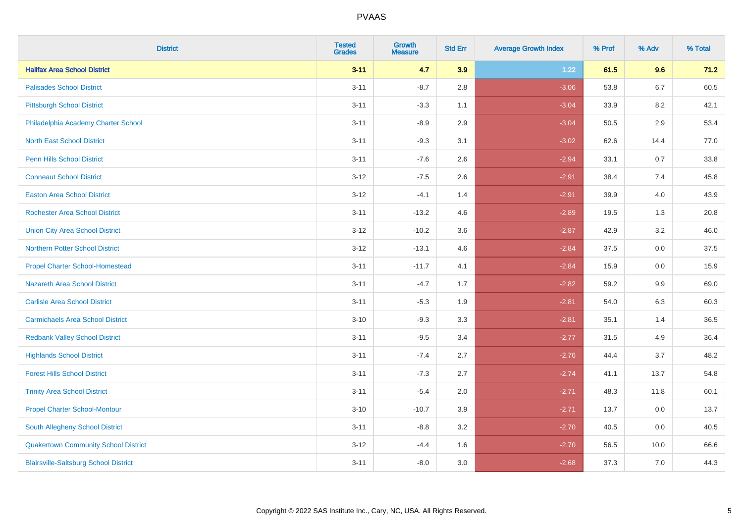# PVAAS

| District | Tested Grades | Growth Measure | Std Err | Average Growth Index | % Prof | % Adv | % Total |
|---|---|---|---|---|---|---|---|
| **Halifax Area School District** | **3-11** | **4.7** | **3.9** | **1.22** | **61.5** | **9.6** | **71.2** |
| Palisades School District | 3-11 | -8.7 | 2.8 | -3.06 | 53.8 | 6.7 | 60.5 |
| Pittsburgh School District | 3-11 | -3.3 | 1.1 | -3.04 | 33.9 | 8.2 | 42.1 |
| Philadelphia Academy Charter School | 3-11 | -8.9 | 2.9 | -3.04 | 50.5 | 2.9 | 53.4 |
| North East School District | 3-11 | -9.3 | 3.1 | -3.02 | 62.6 | 14.4 | 77.0 |
| Penn Hills School District | 3-11 | -7.6 | 2.6 | -2.94 | 33.1 | 0.7 | 33.8 |
| Conneaut School District | 3-12 | -7.5 | 2.6 | -2.91 | 38.4 | 7.4 | 45.8 |
| Easton Area School District | 3-12 | -4.1 | 1.4 | -2.91 | 39.9 | 4.0 | 43.9 |
| Rochester Area School District | 3-11 | -13.2 | 4.6 | -2.89 | 19.5 | 1.3 | 20.8 |
| Union City Area School District | 3-12 | -10.2 | 3.6 | -2.87 | 42.9 | 3.2 | 46.0 |
| Northern Potter School District | 3-12 | -13.1 | 4.6 | -2.84 | 37.5 | 0.0 | 37.5 |
| Propel Charter School-Homestead | 3-11 | -11.7 | 4.1 | -2.84 | 15.9 | 0.0 | 15.9 |
| Nazareth Area School District | 3-11 | -4.7 | 1.7 | -2.82 | 59.2 | 9.9 | 69.0 |
| Carlisle Area School District | 3-11 | -5.3 | 1.9 | -2.81 | 54.0 | 6.3 | 60.3 |
| Carmichaels Area School District | 3-10 | -9.3 | 3.3 | -2.81 | 35.1 | 1.4 | 36.5 |
| Redbank Valley School District | 3-11 | -9.5 | 3.4 | -2.77 | 31.5 | 4.9 | 36.4 |
| Highlands School District | 3-11 | -7.4 | 2.7 | -2.76 | 44.4 | 3.7 | 48.2 |
| Forest Hills School District | 3-11 | -7.3 | 2.7 | -2.74 | 41.1 | 13.7 | 54.8 |
| Trinity Area School District | 3-11 | -5.4 | 2.0 | -2.71 | 48.3 | 11.8 | 60.1 |
| Propel Charter School-Montour | 3-10 | -10.7 | 3.9 | -2.71 | 13.7 | 0.0 | 13.7 |
| South Allegheny School District | 3-11 | -8.8 | 3.2 | -2.70 | 40.5 | 0.0 | 40.5 |
| Quakertown Community School District | 3-12 | -4.4 | 1.6 | -2.70 | 56.5 | 10.0 | 66.6 |
| Blairsville-Saltsburg School District | 3-11 | -8.0 | 3.0 | -2.68 | 37.3 | 7.0 | 44.3 |

Copyright © 2022 SAS Institute Inc., Cary, NC, USA. All Rights Reserved.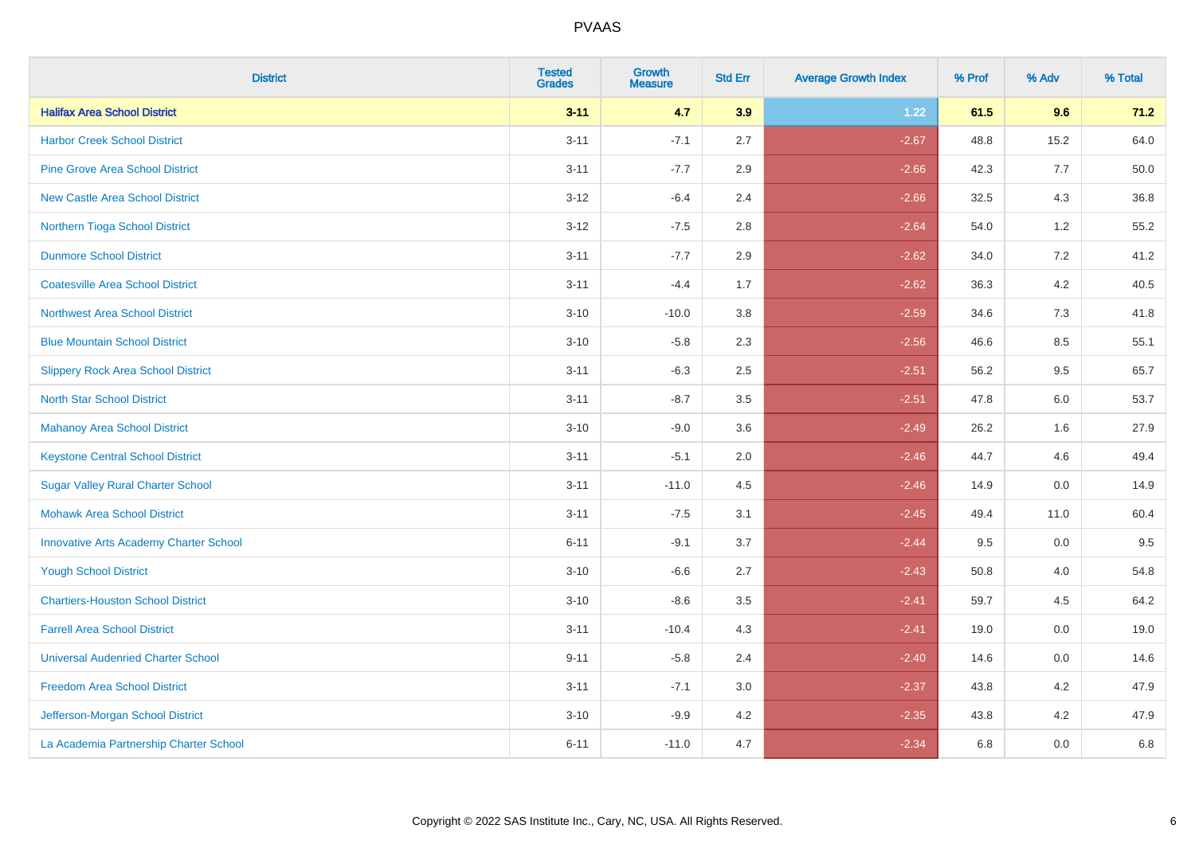# PVAAS

| District | Tested Grades | Growth Measure | Std Err | Average Growth Index | % Prof | % Adv | % Total |
|---|---|---|---|---|---|---|---|
| **Halifax Area School District** | **3-11** | **4.7** | **3.9** | **1.22** | **61.5** | **9.6** | **71.2** |
| Harbor Creek School District | 3-11 | -7.1 | 2.7 | -2.67 | 48.8 | 15.2 | 64.0 |
| Pine Grove Area School District | 3-11 | -7.7 | 2.9 | -2.66 | 42.3 | 7.7 | 50.0 |
| New Castle Area School District | 3-12 | -6.4 | 2.4 | -2.66 | 32.5 | 4.3 | 36.8 |
| Northern Tioga School District | 3-12 | -7.5 | 2.8 | -2.64 | 54.0 | 1.2 | 55.2 |
| Dunmore School District | 3-11 | -7.7 | 2.9 | -2.62 | 34.0 | 7.2 | 41.2 |
| Coatesville Area School District | 3-11 | -4.4 | 1.7 | -2.62 | 36.3 | 4.2 | 40.5 |
| Northwest Area School District | 3-10 | -10.0 | 3.8 | -2.59 | 34.6 | 7.3 | 41.8 |
| Blue Mountain School District | 3-10 | -5.8 | 2.3 | -2.56 | 46.6 | 8.5 | 55.1 |
| Slippery Rock Area School District | 3-11 | -6.3 | 2.5 | -2.51 | 56.2 | 9.5 | 65.7 |
| North Star School District | 3-11 | -8.7 | 3.5 | -2.51 | 47.8 | 6.0 | 53.7 |
| Mahanoy Area School District | 3-10 | -9.0 | 3.6 | -2.49 | 26.2 | 1.6 | 27.9 |
| Keystone Central School District | 3-11 | -5.1 | 2.0 | -2.46 | 44.7 | 4.6 | 49.4 |
| Sugar Valley Rural Charter School | 3-11 | -11.0 | 4.5 | -2.46 | 14.9 | 0.0 | 14.9 |
| Mohawk Area School District | 3-11 | -7.5 | 3.1 | -2.45 | 49.4 | 11.0 | 60.4 |
| Innovative Arts Academy Charter School | 6-11 | -9.1 | 3.7 | -2.44 | 9.5 | 0.0 | 9.5 |
| Yough School District | 3-10 | -6.6 | 2.7 | -2.43 | 50.8 | 4.0 | 54.8 |
| Chartiers-Houston School District | 3-10 | -8.6 | 3.5 | -2.41 | 59.7 | 4.5 | 64.2 |
| Farrell Area School District | 3-11 | -10.4 | 4.3 | -2.41 | 19.0 | 0.0 | 19.0 |
| Universal Audenried Charter School | 9-11 | -5.8 | 2.4 | -2.40 | 14.6 | 0.0 | 14.6 |
| Freedom Area School District | 3-11 | -7.1 | 3.0 | -2.37 | 43.8 | 4.2 | 47.9 |
| Jefferson-Morgan School District | 3-10 | -9.9 | 4.2 | -2.35 | 43.8 | 4.2 | 47.9 |
| La Academia Partnership Charter School | 6-11 | -11.0 | 4.7 | -2.34 | 6.8 | 0.0 | 6.8 |

Copyright © 2022 SAS Institute Inc., Cary, NC, USA. All Rights Reserved.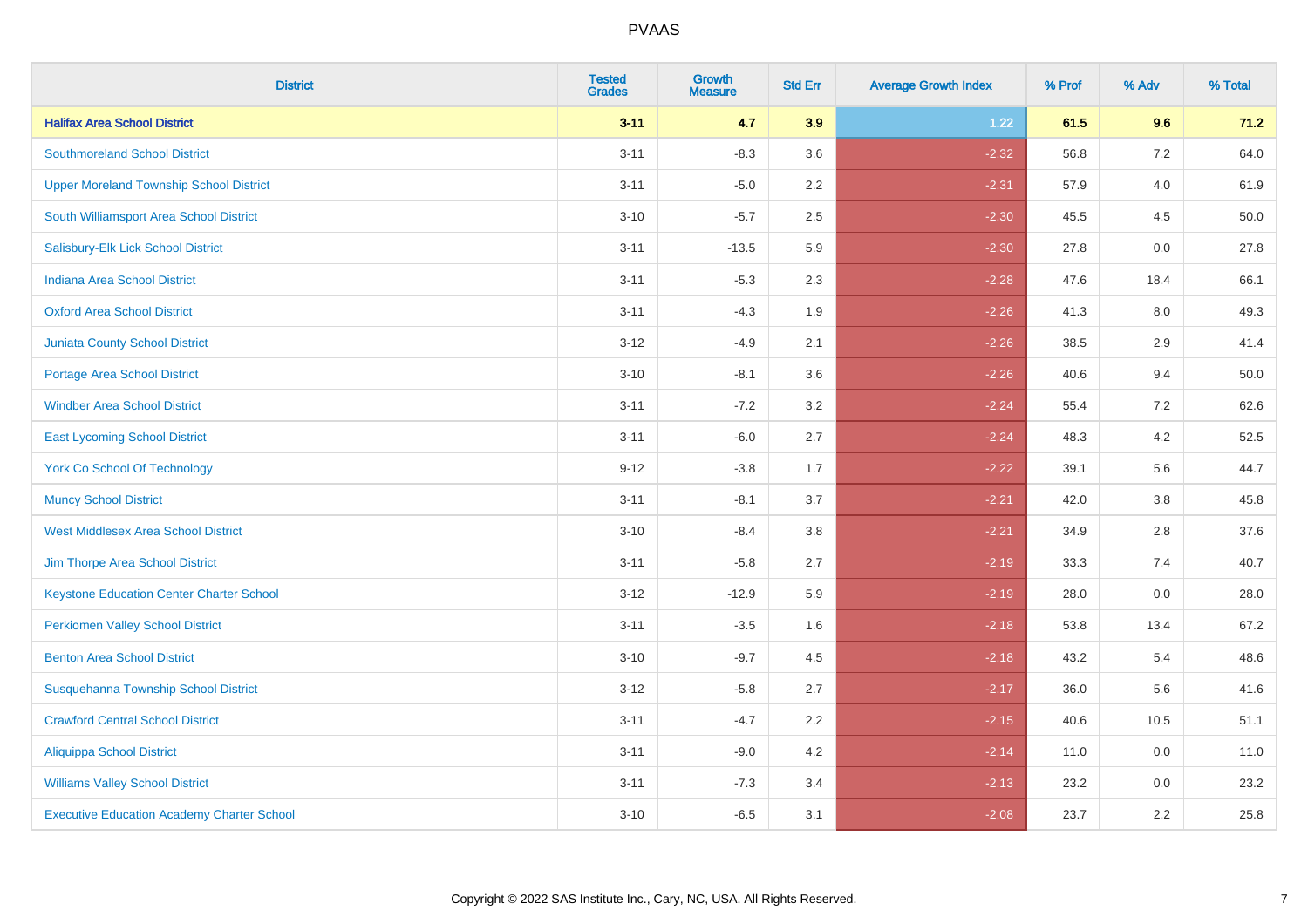# PVAAS

| District | Tested Grades | Growth Measure | Std Err | Average Growth Index | % Prof | % Adv | % Total |
|---|---|---|---|---|---|---|---|
| **Halifax Area School District** | **3-11** | **4.7** | **3.9** | **1.22** | **61.5** | **9.6** | **71.2** |
| Southmoreland School District | 3-11 | -8.3 | 3.6 | -2.32 | 56.8 | 7.2 | 64.0 |
| Upper Moreland Township School District | 3-11 | -5.0 | 2.2 | -2.31 | 57.9 | 4.0 | 61.9 |
| South Williamsport Area School District | 3-10 | -5.7 | 2.5 | -2.30 | 45.5 | 4.5 | 50.0 |
| Salisbury-Elk Lick School District | 3-11 | -13.5 | 5.9 | -2.30 | 27.8 | 0.0 | 27.8 |
| Indiana Area School District | 3-11 | -5.3 | 2.3 | -2.28 | 47.6 | 18.4 | 66.1 |
| Oxford Area School District | 3-11 | -4.3 | 1.9 | -2.26 | 41.3 | 8.0 | 49.3 |
| Juniata County School District | 3-12 | -4.9 | 2.1 | -2.26 | 38.5 | 2.9 | 41.4 |
| Portage Area School District | 3-10 | -8.1 | 3.6 | -2.26 | 40.6 | 9.4 | 50.0 |
| Windber Area School District | 3-11 | -7.2 | 3.2 | -2.24 | 55.4 | 7.2 | 62.6 |
| East Lycoming School District | 3-11 | -6.0 | 2.7 | -2.24 | 48.3 | 4.2 | 52.5 |
| York Co School Of Technology | 9-12 | -3.8 | 1.7 | -2.22 | 39.1 | 5.6 | 44.7 |
| Muncy School District | 3-11 | -8.1 | 3.7 | -2.21 | 42.0 | 3.8 | 45.8 |
| West Middlesex Area School District | 3-10 | -8.4 | 3.8 | -2.21 | 34.9 | 2.8 | 37.6 |
| Jim Thorpe Area School District | 3-11 | -5.8 | 2.7 | -2.19 | 33.3 | 7.4 | 40.7 |
| Keystone Education Center Charter School | 3-12 | -12.9 | 5.9 | -2.19 | 28.0 | 0.0 | 28.0 |
| Perkiomen Valley School District | 3-11 | -3.5 | 1.6 | -2.18 | 53.8 | 13.4 | 67.2 |
| Benton Area School District | 3-10 | -9.7 | 4.5 | -2.18 | 43.2 | 5.4 | 48.6 |
| Susquehanna Township School District | 3-12 | -5.8 | 2.7 | -2.17 | 36.0 | 5.6 | 41.6 |
| Crawford Central School District | 3-11 | -4.7 | 2.2 | -2.15 | 40.6 | 10.5 | 51.1 |
| Aliquippa School District | 3-11 | -9.0 | 4.2 | -2.14 | 11.0 | 0.0 | 11.0 |
| Williams Valley School District | 3-11 | -7.3 | 3.4 | -2.13 | 23.2 | 0.0 | 23.2 |
| Executive Education Academy Charter School | 3-10 | -6.5 | 3.1 | -2.08 | 23.7 | 2.2 | 25.8 |

Copyright © 2022 SAS Institute Inc., Cary, NC, USA. All Rights Reserved.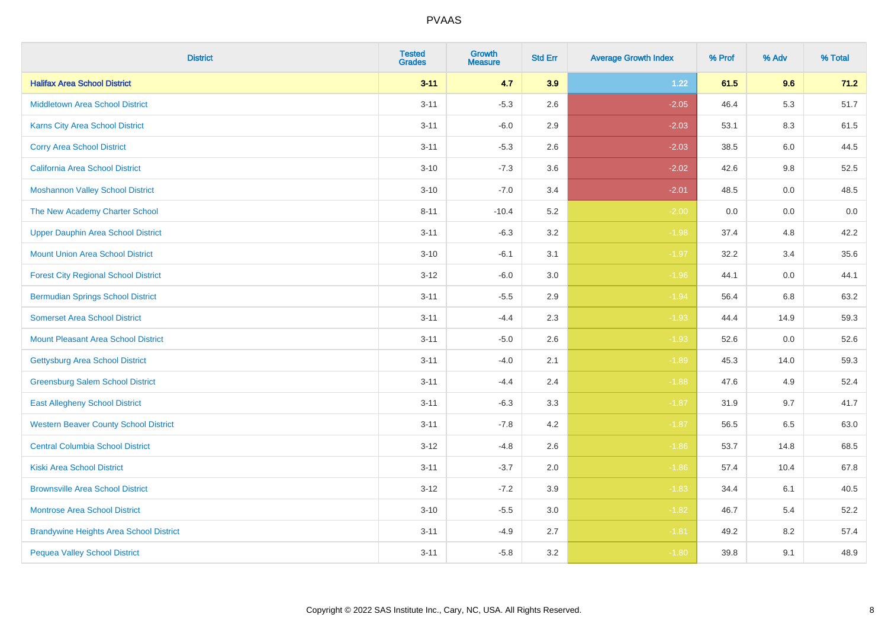PVAAS

| District | Tested Grades | Growth Measure | Std Err | Average Growth Index | % Prof | % Adv | % Total |
|---|---|---|---|---|---|---|---|
| **Halifax Area School District** | **3-11** | **4.7** | **3.9** | **1.22** | **61.5** | **9.6** | **71.2** |
| Middletown Area School District | 3-11 | -5.3 | 2.6 | -2.05 | 46.4 | 5.3 | 51.7 |
| Karns City Area School District | 3-11 | -6.0 | 2.9 | -2.03 | 53.1 | 8.3 | 61.5 |
| Corry Area School District | 3-11 | -5.3 | 2.6 | -2.03 | 38.5 | 6.0 | 44.5 |
| California Area School District | 3-10 | -7.3 | 3.6 | -2.02 | 42.6 | 9.8 | 52.5 |
| Moshannon Valley School District | 3-10 | -7.0 | 3.4 | -2.01 | 48.5 | 0.0 | 48.5 |
| The New Academy Charter School | 8-11 | -10.4 | 5.2 | -2.00 | 0.0 | 0.0 | 0.0 |
| Upper Dauphin Area School District | 3-11 | -6.3 | 3.2 | -1.98 | 37.4 | 4.8 | 42.2 |
| Mount Union Area School District | 3-10 | -6.1 | 3.1 | -1.97 | 32.2 | 3.4 | 35.6 |
| Forest City Regional School District | 3-12 | -6.0 | 3.0 | -1.96 | 44.1 | 0.0 | 44.1 |
| Bermudian Springs School District | 3-11 | -5.5 | 2.9 | -1.94 | 56.4 | 6.8 | 63.2 |
| Somerset Area School District | 3-11 | -4.4 | 2.3 | -1.93 | 44.4 | 14.9 | 59.3 |
| Mount Pleasant Area School District | 3-11 | -5.0 | 2.6 | -1.93 | 52.6 | 0.0 | 52.6 |
| Gettysburg Area School District | 3-11 | -4.0 | 2.1 | -1.89 | 45.3 | 14.0 | 59.3 |
| Greensburg Salem School District | 3-11 | -4.4 | 2.4 | -1.88 | 47.6 | 4.9 | 52.4 |
| East Allegheny School District | 3-11 | -6.3 | 3.3 | -1.87 | 31.9 | 9.7 | 41.7 |
| Western Beaver County School District | 3-11 | -7.8 | 4.2 | -1.87 | 56.5 | 6.5 | 63.0 |
| Central Columbia School District | 3-12 | -4.8 | 2.6 | -1.86 | 53.7 | 14.8 | 68.5 |
| Kiski Area School District | 3-11 | -3.7 | 2.0 | -1.86 | 57.4 | 10.4 | 67.8 |
| Brownsville Area School District | 3-12 | -7.2 | 3.9 | -1.83 | 34.4 | 6.1 | 40.5 |
| Montrose Area School District | 3-10 | -5.5 | 3.0 | -1.82 | 46.7 | 5.4 | 52.2 |
| Brandywine Heights Area School District | 3-11 | -4.9 | 2.7 | -1.81 | 49.2 | 8.2 | 57.4 |
| Pequea Valley School District | 3-11 | -5.8 | 3.2 | -1.80 | 39.8 | 9.1 | 48.9 |

Copyright © 2022 SAS Institute Inc., Cary, NC, USA. All Rights Reserved.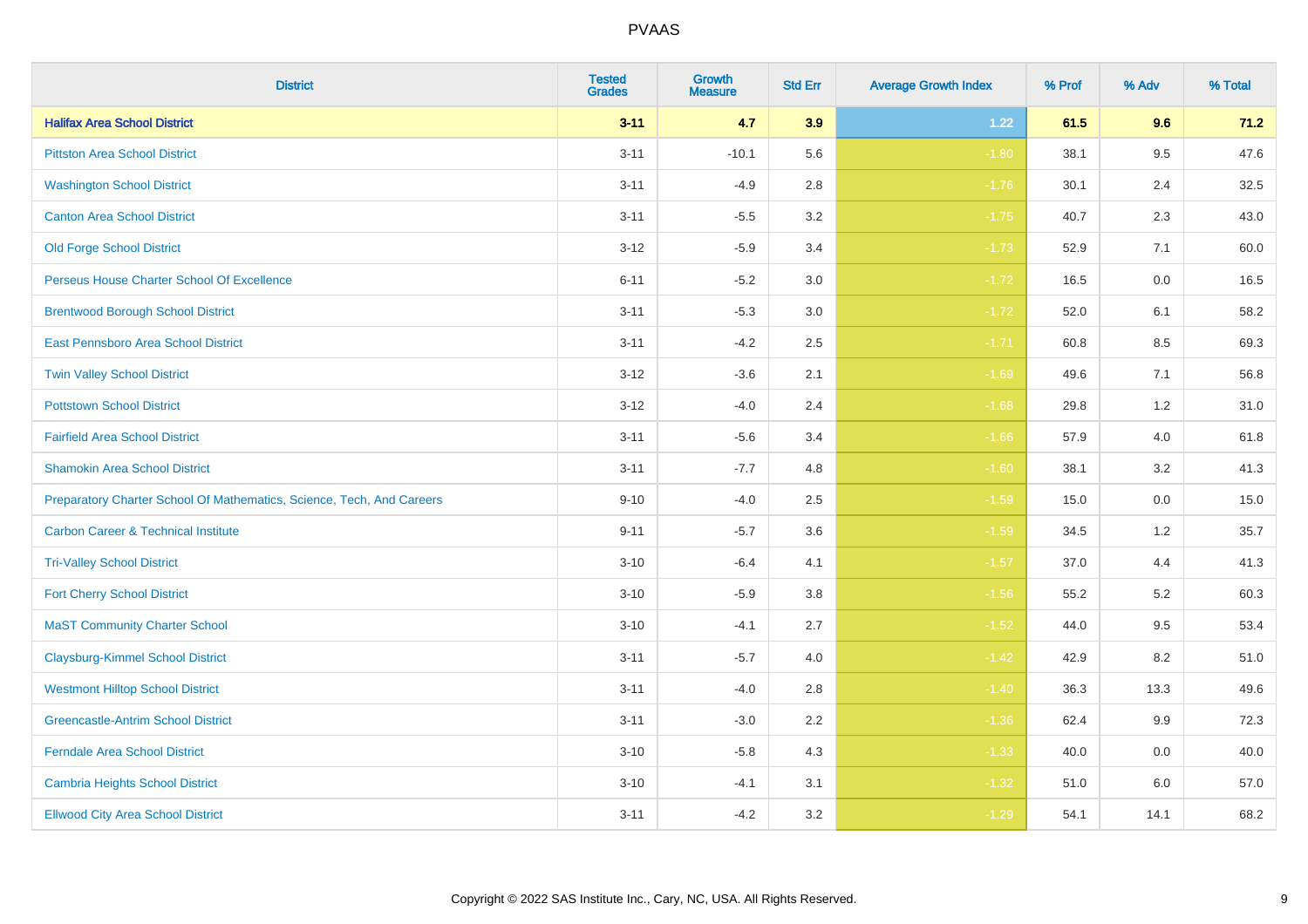| District | Tested Grades | Growth Measure | Std Err | Average Growth Index | % Prof | % Adv | % Total |
|---|---|---|---|---|---|---|---|
| **Halifax Area School District** | **3-11** | **4.7** | **3.9** | **1.22** | **61.5** | **9.6** | **71.2** |
| Pittston Area School District | 3-11 | -10.1 | 5.6 | -1.80 | 38.1 | 9.5 | 47.6 |
| Washington School District | 3-11 | -4.9 | 2.8 | -1.76 | 30.1 | 2.4 | 32.5 |
| Canton Area School District | 3-11 | -5.5 | 3.2 | -1.75 | 40.7 | 2.3 | 43.0 |
| Old Forge School District | 3-12 | -5.9 | 3.4 | -1.73 | 52.9 | 7.1 | 60.0 |
| Perseus House Charter School Of Excellence | 6-11 | -5.2 | 3.0 | -1.72 | 16.5 | 0.0 | 16.5 |
| Brentwood Borough School District | 3-11 | -5.3 | 3.0 | -1.72 | 52.0 | 6.1 | 58.2 |
| East Pennsboro Area School District | 3-11 | -4.2 | 2.5 | -1.71 | 60.8 | 8.5 | 69.3 |
| Twin Valley School District | 3-12 | -3.6 | 2.1 | -1.69 | 49.6 | 7.1 | 56.8 |
| Pottstown School District | 3-12 | -4.0 | 2.4 | -1.68 | 29.8 | 1.2 | 31.0 |
| Fairfield Area School District | 3-11 | -5.6 | 3.4 | -1.66 | 57.9 | 4.0 | 61.8 |
| Shamokin Area School District | 3-11 | -7.7 | 4.8 | -1.60 | 38.1 | 3.2 | 41.3 |
| Preparatory Charter School Of Mathematics, Science, Tech, And Careers | 9-10 | -4.0 | 2.5 | -1.59 | 15.0 | 0.0 | 15.0 |
| Carbon Career & Technical Institute | 9-11 | -5.7 | 3.6 | -1.59 | 34.5 | 1.2 | 35.7 |
| Tri-Valley School District | 3-10 | -6.4 | 4.1 | -1.57 | 37.0 | 4.4 | 41.3 |
| Fort Cherry School District | 3-10 | -5.9 | 3.8 | -1.56 | 55.2 | 5.2 | 60.3 |
| MaST Community Charter School | 3-10 | -4.1 | 2.7 | -1.52 | 44.0 | 9.5 | 53.4 |
| Claysburg-Kimmel School District | 3-11 | -5.7 | 4.0 | -1.42 | 42.9 | 8.2 | 51.0 |
| Westmont Hilltop School District | 3-11 | -4.0 | 2.8 | -1.40 | 36.3 | 13.3 | 49.6 |
| Greencastle-Antrim School District | 3-11 | -3.0 | 2.2 | -1.36 | 62.4 | 9.9 | 72.3 |
| Ferndale Area School District | 3-10 | -5.8 | 4.3 | -1.33 | 40.0 | 0.0 | 40.0 |
| Cambria Heights School District | 3-10 | -4.1 | 3.1 | -1.32 | 51.0 | 6.0 | 57.0 |
| Ellwood City Area School District | 3-11 | -4.2 | 3.2 | -1.29 | 54.1 | 14.1 | 68.2 |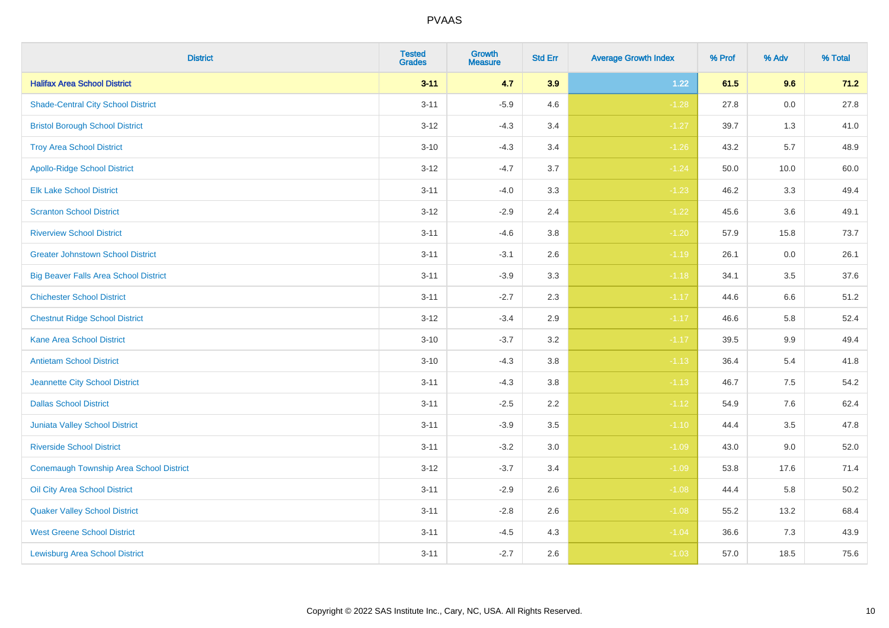| District | Tested Grades | Growth Measure | Std Err | Average Growth Index | % Prof | % Adv | % Total |
|---|---|---|---|---|---|---|---|
| **Halifax Area School District** | **3-11** | **4.7** | **3.9** | **1.22** | **61.5** | **9.6** | **71.2** |
| Shade-Central City School District | 3-11 | -5.9 | 4.6 | -1.28 | 27.8 | 0.0 | 27.8 |
| Bristol Borough School District | 3-12 | -4.3 | 3.4 | -1.27 | 39.7 | 1.3 | 41.0 |
| Troy Area School District | 3-10 | -4.3 | 3.4 | -1.26 | 43.2 | 5.7 | 48.9 |
| Apollo-Ridge School District | 3-12 | -4.7 | 3.7 | -1.24 | 50.0 | 10.0 | 60.0 |
| Elk Lake School District | 3-11 | -4.0 | 3.3 | -1.23 | 46.2 | 3.3 | 49.4 |
| Scranton School District | 3-12 | -2.9 | 2.4 | -1.22 | 45.6 | 3.6 | 49.1 |
| Riverview School District | 3-11 | -4.6 | 3.8 | -1.20 | 57.9 | 15.8 | 73.7 |
| Greater Johnstown School District | 3-11 | -3.1 | 2.6 | -1.19 | 26.1 | 0.0 | 26.1 |
| Big Beaver Falls Area School District | 3-11 | -3.9 | 3.3 | -1.18 | 34.1 | 3.5 | 37.6 |
| Chichester School District | 3-11 | -2.7 | 2.3 | -1.17 | 44.6 | 6.6 | 51.2 |
| Chestnut Ridge School District | 3-12 | -3.4 | 2.9 | -1.17 | 46.6 | 5.8 | 52.4 |
| Kane Area School District | 3-10 | -3.7 | 3.2 | -1.17 | 39.5 | 9.9 | 49.4 |
| Antietam School District | 3-10 | -4.3 | 3.8 | -1.13 | 36.4 | 5.4 | 41.8 |
| Jeannette City School District | 3-11 | -4.3 | 3.8 | -1.13 | 46.7 | 7.5 | 54.2 |
| Dallas School District | 3-11 | -2.5 | 2.2 | -1.12 | 54.9 | 7.6 | 62.4 |
| Juniata Valley School District | 3-11 | -3.9 | 3.5 | -1.10 | 44.4 | 3.5 | 47.8 |
| Riverside School District | 3-11 | -3.2 | 3.0 | -1.09 | 43.0 | 9.0 | 52.0 |
| Conemaugh Township Area School District | 3-12 | -3.7 | 3.4 | -1.09 | 53.8 | 17.6 | 71.4 |
| Oil City Area School District | 3-11 | -2.9 | 2.6 | -1.08 | 44.4 | 5.8 | 50.2 |
| Quaker Valley School District | 3-11 | -2.8 | 2.6 | -1.08 | 55.2 | 13.2 | 68.4 |
| West Greene School District | 3-11 | -4.5 | 4.3 | -1.04 | 36.6 | 7.3 | 43.9 |
| Lewisburg Area School District | 3-11 | -2.7 | 2.6 | -1.03 | 57.0 | 18.5 | 75.6 |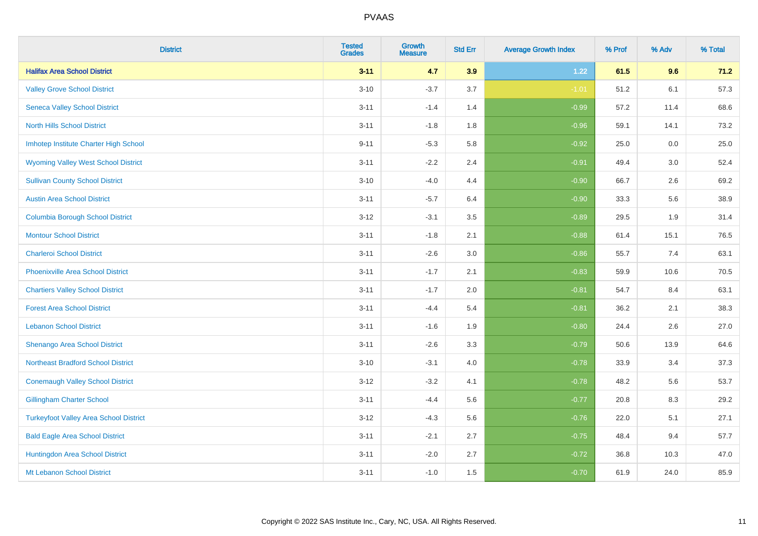# PVAAS

| District | Tested Grades | Growth Measure | Std Err | Average Growth Index | % Prof | % Adv | % Total |
|---|---|---|---|---|---|---|---|
| **Halifax Area School District** | **3-11** | **4.7** | **3.9** | **1.22** | **61.5** | **9.6** | **71.2** |
| Valley Grove School District | 3-10 | -3.7 | 3.7 | -1.01 | 51.2 | 6.1 | 57.3 |
| Seneca Valley School District | 3-11 | -1.4 | 1.4 | -0.99 | 57.2 | 11.4 | 68.6 |
| North Hills School District | 3-11 | -1.8 | 1.8 | -0.96 | 59.1 | 14.1 | 73.2 |
| Imhotep Institute Charter High School | 9-11 | -5.3 | 5.8 | -0.92 | 25.0 | 0.0 | 25.0 |
| Wyoming Valley West School District | 3-11 | -2.2 | 2.4 | -0.91 | 49.4 | 3.0 | 52.4 |
| Sullivan County School District | 3-10 | -4.0 | 4.4 | -0.90 | 66.7 | 2.6 | 69.2 |
| Austin Area School District | 3-11 | -5.7 | 6.4 | -0.90 | 33.3 | 5.6 | 38.9 |
| Columbia Borough School District | 3-12 | -3.1 | 3.5 | -0.89 | 29.5 | 1.9 | 31.4 |
| Montour School District | 3-11 | -1.8 | 2.1 | -0.88 | 61.4 | 15.1 | 76.5 |
| Charleroi School District | 3-11 | -2.6 | 3.0 | -0.86 | 55.7 | 7.4 | 63.1 |
| Phoenixville Area School District | 3-11 | -1.7 | 2.1 | -0.83 | 59.9 | 10.6 | 70.5 |
| Chartiers Valley School District | 3-11 | -1.7 | 2.0 | -0.81 | 54.7 | 8.4 | 63.1 |
| Forest Area School District | 3-11 | -4.4 | 5.4 | -0.81 | 36.2 | 2.1 | 38.3 |
| Lebanon School District | 3-11 | -1.6 | 1.9 | -0.80 | 24.4 | 2.6 | 27.0 |
| Shenango Area School District | 3-11 | -2.6 | 3.3 | -0.79 | 50.6 | 13.9 | 64.6 |
| Northeast Bradford School District | 3-10 | -3.1 | 4.0 | -0.78 | 33.9 | 3.4 | 37.3 |
| Conemaugh Valley School District | 3-12 | -3.2 | 4.1 | -0.78 | 48.2 | 5.6 | 53.7 |
| Gillingham Charter School | 3-11 | -4.4 | 5.6 | -0.77 | 20.8 | 8.3 | 29.2 |
| Turkeyfoot Valley Area School District | 3-12 | -4.3 | 5.6 | -0.76 | 22.0 | 5.1 | 27.1 |
| Bald Eagle Area School District | 3-11 | -2.1 | 2.7 | -0.75 | 48.4 | 9.4 | 57.7 |
| Huntingdon Area School District | 3-11 | -2.0 | 2.7 | -0.72 | 36.8 | 10.3 | 47.0 |
| Mt Lebanon School District | 3-11 | -1.0 | 1.5 | -0.70 | 61.9 | 24.0 | 85.9 |

Copyright © 2022 SAS Institute Inc., Cary, NC, USA. All Rights Reserved.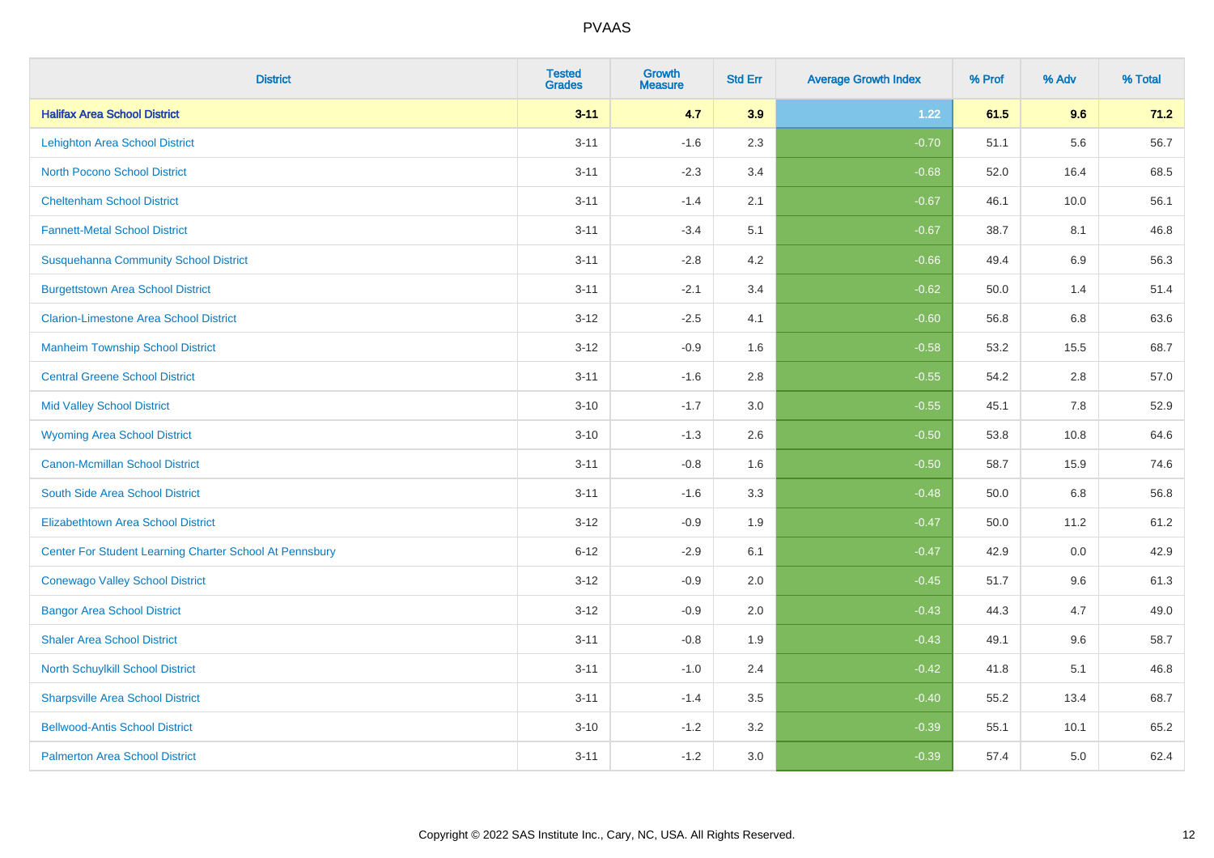| District | Tested Grades | Growth Measure | Std Err | Average Growth Index | % Prof | % Adv | % Total |
|---|---|---|---|---|---|---|---|
| **Halifax Area School District** | **3-11** | **4.7** | **3.9** | **1.22** | **61.5** | **9.6** | **71.2** |
| Lehighton Area School District | 3-11 | -1.6 | 2.3 | -0.70 | 51.1 | 5.6 | 56.7 |
| North Pocono School District | 3-11 | -2.3 | 3.4 | -0.68 | 52.0 | 16.4 | 68.5 |
| Cheltenham School District | 3-11 | -1.4 | 2.1 | -0.67 | 46.1 | 10.0 | 56.1 |
| Fannett-Metal School District | 3-11 | -3.4 | 5.1 | -0.67 | 38.7 | 8.1 | 46.8 |
| Susquehanna Community School District | 3-11 | -2.8 | 4.2 | -0.66 | 49.4 | 6.9 | 56.3 |
| Burgettstown Area School District | 3-11 | -2.1 | 3.4 | -0.62 | 50.0 | 1.4 | 51.4 |
| Clarion-Limestone Area School District | 3-12 | -2.5 | 4.1 | -0.60 | 56.8 | 6.8 | 63.6 |
| Manheim Township School District | 3-12 | -0.9 | 1.6 | -0.58 | 53.2 | 15.5 | 68.7 |
| Central Greene School District | 3-11 | -1.6 | 2.8 | -0.55 | 54.2 | 2.8 | 57.0 |
| Mid Valley School District | 3-10 | -1.7 | 3.0 | -0.55 | 45.1 | 7.8 | 52.9 |
| Wyoming Area School District | 3-10 | -1.3 | 2.6 | -0.50 | 53.8 | 10.8 | 64.6 |
| Canon-Mcmillan School District | 3-11 | -0.8 | 1.6 | -0.50 | 58.7 | 15.9 | 74.6 |
| South Side Area School District | 3-11 | -1.6 | 3.3 | -0.48 | 50.0 | 6.8 | 56.8 |
| Elizabethtown Area School District | 3-12 | -0.9 | 1.9 | -0.47 | 50.0 | 11.2 | 61.2 |
| Center For Student Learning Charter School At Pennsbury | 6-12 | -2.9 | 6.1 | -0.47 | 42.9 | 0.0 | 42.9 |
| Conewago Valley School District | 3-12 | -0.9 | 2.0 | -0.45 | 51.7 | 9.6 | 61.3 |
| Bangor Area School District | 3-12 | -0.9 | 2.0 | -0.43 | 44.3 | 4.7 | 49.0 |
| Shaler Area School District | 3-11 | -0.8 | 1.9 | -0.43 | 49.1 | 9.6 | 58.7 |
| North Schuylkill School District | 3-11 | -1.0 | 2.4 | -0.42 | 41.8 | 5.1 | 46.8 |
| Sharpsville Area School District | 3-11 | -1.4 | 3.5 | -0.40 | 55.2 | 13.4 | 68.7 |
| Bellwood-Antis School District | 3-10 | -1.2 | 3.2 | -0.39 | 55.1 | 10.1 | 65.2 |
| Palmerton Area School District | 3-11 | -1.2 | 3.0 | -0.39 | 57.4 | 5.0 | 62.4 |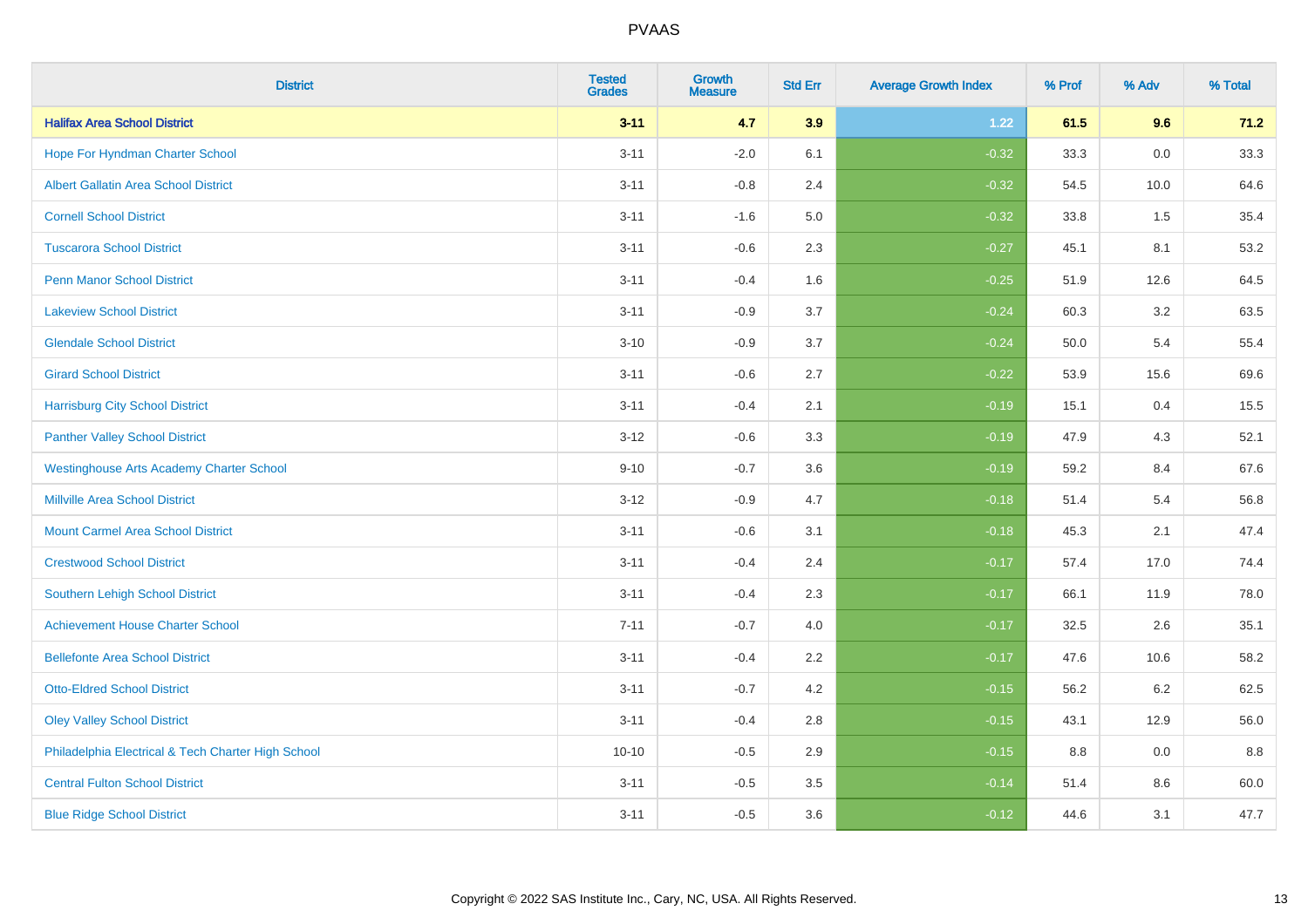| District | Tested Grades | Growth Measure | Std Err | Average Growth Index | % Prof | % Adv | % Total |
|---|---|---|---|---|---|---|---|
| **Halifax Area School District** | **3-11** | **4.7** | **3.9** | **1.22** | **61.5** | **9.6** | **71.2** |
| Hope For Hyndman Charter School | 3-11 | -2.0 | 6.1 | -0.32 | 33.3 | 0.0 | 33.3 |
| Albert Gallatin Area School District | 3-11 | -0.8 | 2.4 | -0.32 | 54.5 | 10.0 | 64.6 |
| Cornell School District | 3-11 | -1.6 | 5.0 | -0.32 | 33.8 | 1.5 | 35.4 |
| Tuscarora School District | 3-11 | -0.6 | 2.3 | -0.27 | 45.1 | 8.1 | 53.2 |
| Penn Manor School District | 3-11 | -0.4 | 1.6 | -0.25 | 51.9 | 12.6 | 64.5 |
| Lakeview School District | 3-11 | -0.9 | 3.7 | -0.24 | 60.3 | 3.2 | 63.5 |
| Glendale School District | 3-10 | -0.9 | 3.7 | -0.24 | 50.0 | 5.4 | 55.4 |
| Girard School District | 3-11 | -0.6 | 2.7 | -0.22 | 53.9 | 15.6 | 69.6 |
| Harrisburg City School District | 3-11 | -0.4 | 2.1 | -0.19 | 15.1 | 0.4 | 15.5 |
| Panther Valley School District | 3-12 | -0.6 | 3.3 | -0.19 | 47.9 | 4.3 | 52.1 |
| Westinghouse Arts Academy Charter School | 9-10 | -0.7 | 3.6 | -0.19 | 59.2 | 8.4 | 67.6 |
| Millville Area School District | 3-12 | -0.9 | 4.7 | -0.18 | 51.4 | 5.4 | 56.8 |
| Mount Carmel Area School District | 3-11 | -0.6 | 3.1 | -0.18 | 45.3 | 2.1 | 47.4 |
| Crestwood School District | 3-11 | -0.4 | 2.4 | -0.17 | 57.4 | 17.0 | 74.4 |
| Southern Lehigh School District | 3-11 | -0.4 | 2.3 | -0.17 | 66.1 | 11.9 | 78.0 |
| Achievement House Charter School | 7-11 | -0.7 | 4.0 | -0.17 | 32.5 | 2.6 | 35.1 |
| Bellefonte Area School District | 3-11 | -0.4 | 2.2 | -0.17 | 47.6 | 10.6 | 58.2 |
| Otto-Eldred School District | 3-11 | -0.7 | 4.2 | -0.15 | 56.2 | 6.2 | 62.5 |
| Oley Valley School District | 3-11 | -0.4 | 2.8 | -0.15 | 43.1 | 12.9 | 56.0 |
| Philadelphia Electrical & Tech Charter High School | 10-10 | -0.5 | 2.9 | -0.15 | 8.8 | 0.0 | 8.8 |
| Central Fulton School District | 3-11 | -0.5 | 3.5 | -0.14 | 51.4 | 8.6 | 60.0 |
| Blue Ridge School District | 3-11 | -0.5 | 3.6 | -0.12 | 44.6 | 3.1 | 47.7 |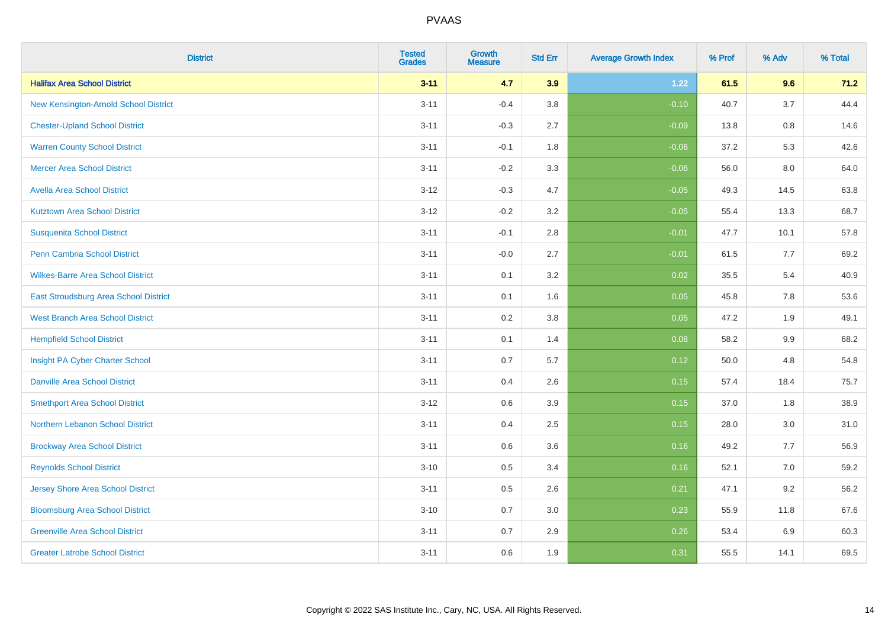| District | Tested Grades | Growth Measure | Std Err | Average Growth Index | % Prof | % Adv | % Total |
|---|---|---|---|---|---|---|---|
| **Halifax Area School District** | **3-11** | **4.7** | **3.9** | **1.22** | **61.5** | **9.6** | **71.2** |
| New Kensington-Arnold School District | 3-11 | -0.4 | 3.8 | -0.10 | 40.7 | 3.7 | 44.4 |
| Chester-Upland School District | 3-11 | -0.3 | 2.7 | -0.09 | 13.8 | 0.8 | 14.6 |
| Warren County School District | 3-11 | -0.1 | 1.8 | -0.06 | 37.2 | 5.3 | 42.6 |
| Mercer Area School District | 3-11 | -0.2 | 3.3 | -0.06 | 56.0 | 8.0 | 64.0 |
| Avella Area School District | 3-12 | -0.3 | 4.7 | -0.05 | 49.3 | 14.5 | 63.8 |
| Kutztown Area School District | 3-12 | -0.2 | 3.2 | -0.05 | 55.4 | 13.3 | 68.7 |
| Susquenita School District | 3-11 | -0.1 | 2.8 | -0.01 | 47.7 | 10.1 | 57.8 |
| Penn Cambria School District | 3-11 | -0.0 | 2.7 | -0.01 | 61.5 | 7.7 | 69.2 |
| Wilkes-Barre Area School District | 3-11 | 0.1 | 3.2 | 0.02 | 35.5 | 5.4 | 40.9 |
| East Stroudsburg Area School District | 3-11 | 0.1 | 1.6 | 0.05 | 45.8 | 7.8 | 53.6 |
| West Branch Area School District | 3-11 | 0.2 | 3.8 | 0.05 | 47.2 | 1.9 | 49.1 |
| Hempfield School District | 3-11 | 0.1 | 1.4 | 0.08 | 58.2 | 9.9 | 68.2 |
| Insight PA Cyber Charter School | 3-11 | 0.7 | 5.7 | 0.12 | 50.0 | 4.8 | 54.8 |
| Danville Area School District | 3-11 | 0.4 | 2.6 | 0.15 | 57.4 | 18.4 | 75.7 |
| Smethport Area School District | 3-12 | 0.6 | 3.9 | 0.15 | 37.0 | 1.8 | 38.9 |
| Northern Lebanon School District | 3-11 | 0.4 | 2.5 | 0.15 | 28.0 | 3.0 | 31.0 |
| Brockway Area School District | 3-11 | 0.6 | 3.6 | 0.16 | 49.2 | 7.7 | 56.9 |
| Reynolds School District | 3-10 | 0.5 | 3.4 | 0.16 | 52.1 | 7.0 | 59.2 |
| Jersey Shore Area School District | 3-11 | 0.5 | 2.6 | 0.21 | 47.1 | 9.2 | 56.2 |
| Bloomsburg Area School District | 3-10 | 0.7 | 3.0 | 0.23 | 55.9 | 11.8 | 67.6 |
| Greenville Area School District | 3-11 | 0.7 | 2.9 | 0.26 | 53.4 | 6.9 | 60.3 |
| Greater Latrobe School District | 3-11 | 0.6 | 1.9 | 0.31 | 55.5 | 14.1 | 69.5 |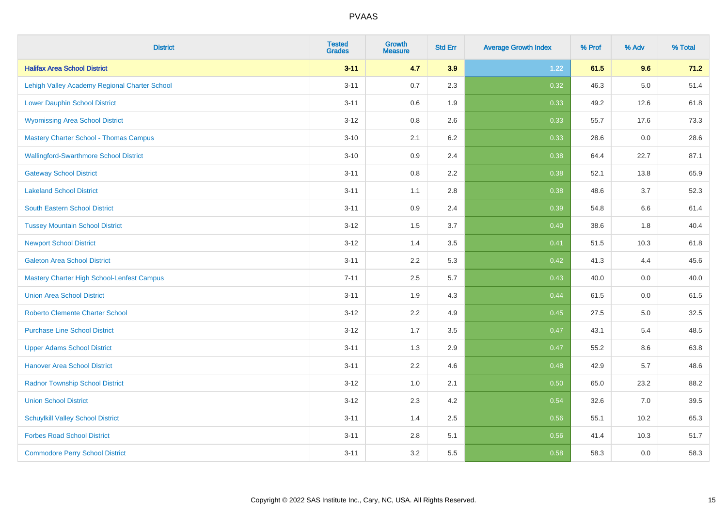| District | Tested Grades | Growth Measure | Std Err | Average Growth Index | % Prof | % Adv | % Total |
|---|---|---|---|---|---|---|---|
| **Halifax Area School District** | **3-11** | **4.7** | **3.9** | **1.22** | **61.5** | **9.6** | **71.2** |
| Lehigh Valley Academy Regional Charter School | 3-11 | 0.7 | 2.3 | 0.32 | 46.3 | 5.0 | 51.4 |
| Lower Dauphin School District | 3-11 | 0.6 | 1.9 | 0.33 | 49.2 | 12.6 | 61.8 |
| Wyomissing Area School District | 3-12 | 0.8 | 2.6 | 0.33 | 55.7 | 17.6 | 73.3 |
| Mastery Charter School - Thomas Campus | 3-10 | 2.1 | 6.2 | 0.33 | 28.6 | 0.0 | 28.6 |
| Wallingford-Swarthmore School District | 3-10 | 0.9 | 2.4 | 0.38 | 64.4 | 22.7 | 87.1 |
| Gateway School District | 3-11 | 0.8 | 2.2 | 0.38 | 52.1 | 13.8 | 65.9 |
| Lakeland School District | 3-11 | 1.1 | 2.8 | 0.38 | 48.6 | 3.7 | 52.3 |
| South Eastern School District | 3-11 | 0.9 | 2.4 | 0.39 | 54.8 | 6.6 | 61.4 |
| Tussey Mountain School District | 3-12 | 1.5 | 3.7 | 0.40 | 38.6 | 1.8 | 40.4 |
| Newport School District | 3-12 | 1.4 | 3.5 | 0.41 | 51.5 | 10.3 | 61.8 |
| Galeton Area School District | 3-11 | 2.2 | 5.3 | 0.42 | 41.3 | 4.4 | 45.6 |
| Mastery Charter High School-Lenfest Campus | 7-11 | 2.5 | 5.7 | 0.43 | 40.0 | 0.0 | 40.0 |
| Union Area School District | 3-11 | 1.9 | 4.3 | 0.44 | 61.5 | 0.0 | 61.5 |
| Roberto Clemente Charter School | 3-12 | 2.2 | 4.9 | 0.45 | 27.5 | 5.0 | 32.5 |
| Purchase Line School District | 3-12 | 1.7 | 3.5 | 0.47 | 43.1 | 5.4 | 48.5 |
| Upper Adams School District | 3-11 | 1.3 | 2.9 | 0.47 | 55.2 | 8.6 | 63.8 |
| Hanover Area School District | 3-11 | 2.2 | 4.6 | 0.48 | 42.9 | 5.7 | 48.6 |
| Radnor Township School District | 3-12 | 1.0 | 2.1 | 0.50 | 65.0 | 23.2 | 88.2 |
| Union School District | 3-12 | 2.3 | 4.2 | 0.54 | 32.6 | 7.0 | 39.5 |
| Schuylkill Valley School District | 3-11 | 1.4 | 2.5 | 0.56 | 55.1 | 10.2 | 65.3 |
| Forbes Road School District | 3-11 | 2.8 | 5.1 | 0.56 | 41.4 | 10.3 | 51.7 |
| Commodore Perry School District | 3-11 | 3.2 | 5.5 | 0.58 | 58.3 | 0.0 | 58.3 |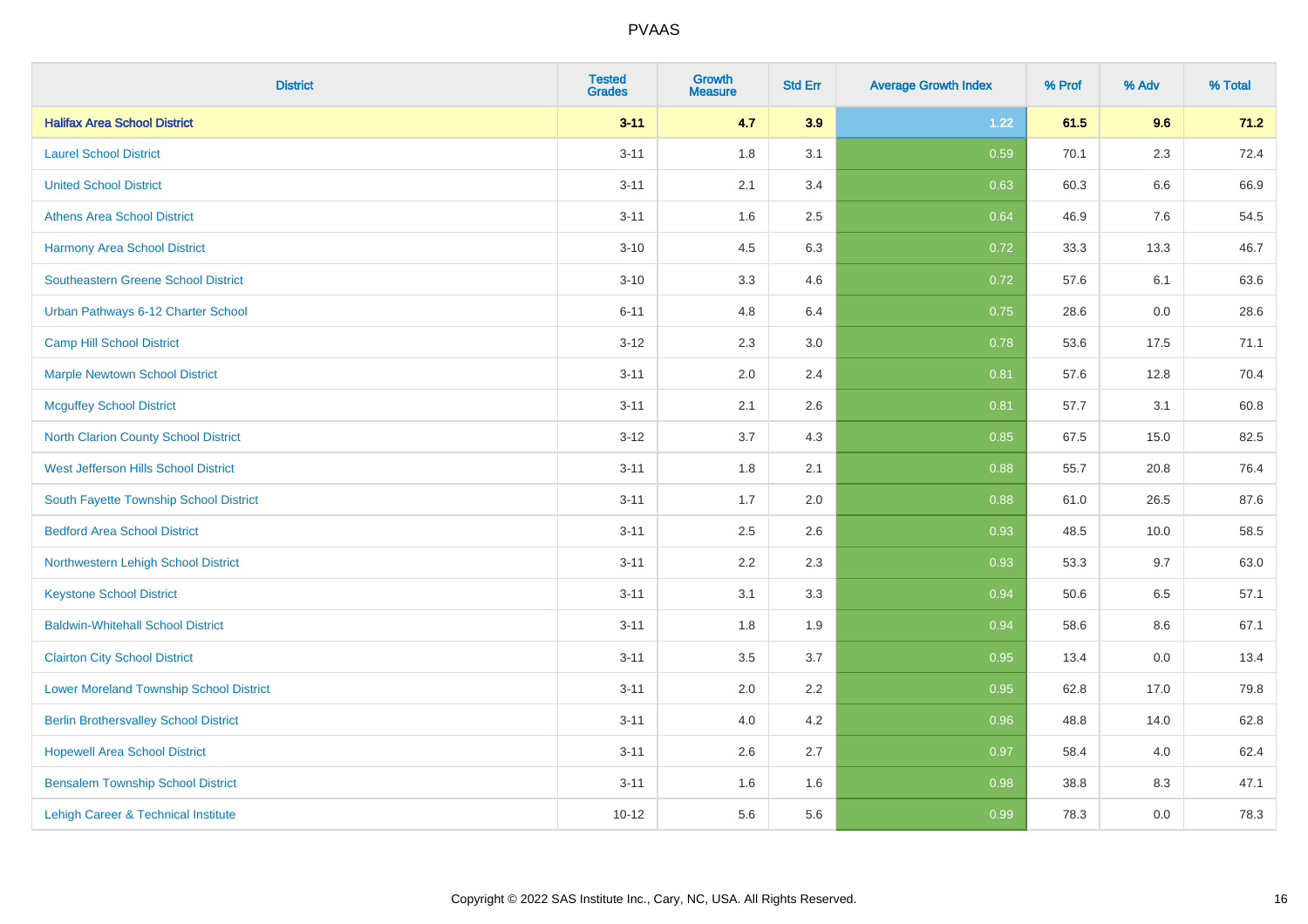# PVAAS

| District | Tested Grades | Growth Measure | Std Err | Average Growth Index | % Prof | % Adv | % Total |
|---|---|---|---|---|---|---|---|
| **Halifax Area School District** | **3-11** | **4.7** | **3.9** | **1.22** | **61.5** | **9.6** | **71.2** |
| Laurel School District | 3-11 | 1.8 | 3.1 | 0.59 | 70.1 | 2.3 | 72.4 |
| United School District | 3-11 | 2.1 | 3.4 | 0.63 | 60.3 | 6.6 | 66.9 |
| Athens Area School District | 3-11 | 1.6 | 2.5 | 0.64 | 46.9 | 7.6 | 54.5 |
| Harmony Area School District | 3-10 | 4.5 | 6.3 | 0.72 | 33.3 | 13.3 | 46.7 |
| Southeastern Greene School District | 3-10 | 3.3 | 4.6 | 0.72 | 57.6 | 6.1 | 63.6 |
| Urban Pathways 6-12 Charter School | 6-11 | 4.8 | 6.4 | 0.75 | 28.6 | 0.0 | 28.6 |
| Camp Hill School District | 3-12 | 2.3 | 3.0 | 0.78 | 53.6 | 17.5 | 71.1 |
| Marple Newtown School District | 3-11 | 2.0 | 2.4 | 0.81 | 57.6 | 12.8 | 70.4 |
| Mcguffey School District | 3-11 | 2.1 | 2.6 | 0.81 | 57.7 | 3.1 | 60.8 |
| North Clarion County School District | 3-12 | 3.7 | 4.3 | 0.85 | 67.5 | 15.0 | 82.5 |
| West Jefferson Hills School District | 3-11 | 1.8 | 2.1 | 0.88 | 55.7 | 20.8 | 76.4 |
| South Fayette Township School District | 3-11 | 1.7 | 2.0 | 0.88 | 61.0 | 26.5 | 87.6 |
| Bedford Area School District | 3-11 | 2.5 | 2.6 | 0.93 | 48.5 | 10.0 | 58.5 |
| Northwestern Lehigh School District | 3-11 | 2.2 | 2.3 | 0.93 | 53.3 | 9.7 | 63.0 |
| Keystone School District | 3-11 | 3.1 | 3.3 | 0.94 | 50.6 | 6.5 | 57.1 |
| Baldwin-Whitehall School District | 3-11 | 1.8 | 1.9 | 0.94 | 58.6 | 8.6 | 67.1 |
| Clairton City School District | 3-11 | 3.5 | 3.7 | 0.95 | 13.4 | 0.0 | 13.4 |
| Lower Moreland Township School District | 3-11 | 2.0 | 2.2 | 0.95 | 62.8 | 17.0 | 79.8 |
| Berlin Brothersvalley School District | 3-11 | 4.0 | 4.2 | 0.96 | 48.8 | 14.0 | 62.8 |
| Hopewell Area School District | 3-11 | 2.6 | 2.7 | 0.97 | 58.4 | 4.0 | 62.4 |
| Bensalem Township School District | 3-11 | 1.6 | 1.6 | 0.98 | 38.8 | 8.3 | 47.1 |
| Lehigh Career & Technical Institute | 10-12 | 5.6 | 5.6 | 0.99 | 78.3 | 0.0 | 78.3 |

Copyright © 2022 SAS Institute Inc., Cary, NC, USA. All Rights Reserved.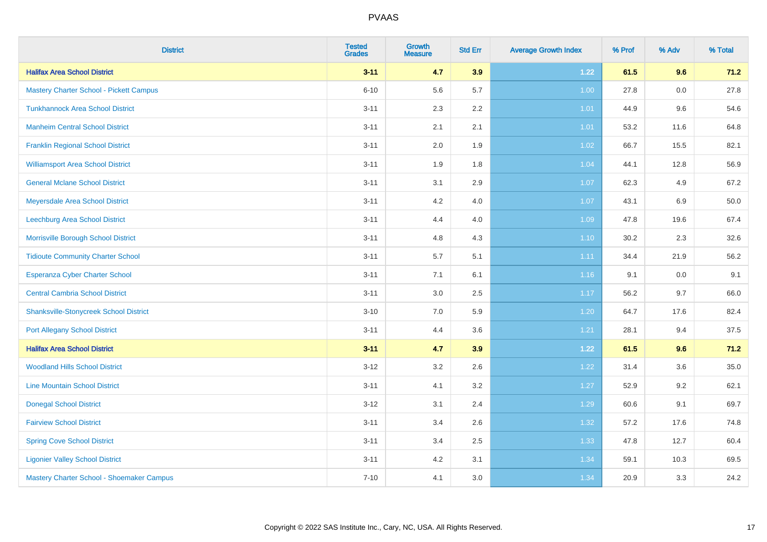# PVAAS

| District | Tested Grades | Growth Measure | Std Err | Average Growth Index | % Prof | % Adv | % Total |
|---|---|---|---|---|---|---|---|
| **Halifax Area School District** | **3-11** | **4.7** | **3.9** | **1.22** | **61.5** | **9.6** | **71.2** |
| Mastery Charter School - Pickett Campus | 6-10 | 5.6 | 5.7 | 1.00 | 27.8 | 0.0 | 27.8 |
| Tunkhannock Area School District | 3-11 | 2.3 | 2.2 | 1.01 | 44.9 | 9.6 | 54.6 |
| Manheim Central School District | 3-11 | 2.1 | 2.1 | 1.01 | 53.2 | 11.6 | 64.8 |
| Franklin Regional School District | 3-11 | 2.0 | 1.9 | 1.02 | 66.7 | 15.5 | 82.1 |
| Williamsport Area School District | 3-11 | 1.9 | 1.8 | 1.04 | 44.1 | 12.8 | 56.9 |
| General Mclane School District | 3-11 | 3.1 | 2.9 | 1.07 | 62.3 | 4.9 | 67.2 |
| Meyersdale Area School District | 3-11 | 4.2 | 4.0 | 1.07 | 43.1 | 6.9 | 50.0 |
| Leechburg Area School District | 3-11 | 4.4 | 4.0 | 1.09 | 47.8 | 19.6 | 67.4 |
| Morrisville Borough School District | 3-11 | 4.8 | 4.3 | 1.10 | 30.2 | 2.3 | 32.6 |
| Tidioute Community Charter School | 3-11 | 5.7 | 5.1 | 1.11 | 34.4 | 21.9 | 56.2 |
| Esperanza Cyber Charter School | 3-11 | 7.1 | 6.1 | 1.16 | 9.1 | 0.0 | 9.1 |
| Central Cambria School District | 3-11 | 3.0 | 2.5 | 1.17 | 56.2 | 9.7 | 66.0 |
| Shanksville-Stonycreek School District | 3-10 | 7.0 | 5.9 | 1.20 | 64.7 | 17.6 | 82.4 |
| Port Allegany School District | 3-11 | 4.4 | 3.6 | 1.21 | 28.1 | 9.4 | 37.5 |
| **Halifax Area School District** | **3-11** | **4.7** | **3.9** | **1.22** | **61.5** | **9.6** | **71.2** |
| Woodland Hills School District | 3-12 | 3.2 | 2.6 | 1.22 | 31.4 | 3.6 | 35.0 |
| Line Mountain School District | 3-11 | 4.1 | 3.2 | 1.27 | 52.9 | 9.2 | 62.1 |
| Donegal School District | 3-12 | 3.1 | 2.4 | 1.29 | 60.6 | 9.1 | 69.7 |
| Fairview School District | 3-11 | 3.4 | 2.6 | 1.32 | 57.2 | 17.6 | 74.8 |
| Spring Cove School District | 3-11 | 3.4 | 2.5 | 1.33 | 47.8 | 12.7 | 60.4 |
| Ligonier Valley School District | 3-11 | 4.2 | 3.1 | 1.34 | 59.1 | 10.3 | 69.5 |
| Mastery Charter School - Shoemaker Campus | 7-10 | 4.1 | 3.0 | 1.34 | 20.9 | 3.3 | 24.2 |

Copyright © 2022 SAS Institute Inc., Cary, NC, USA. All Rights Reserved.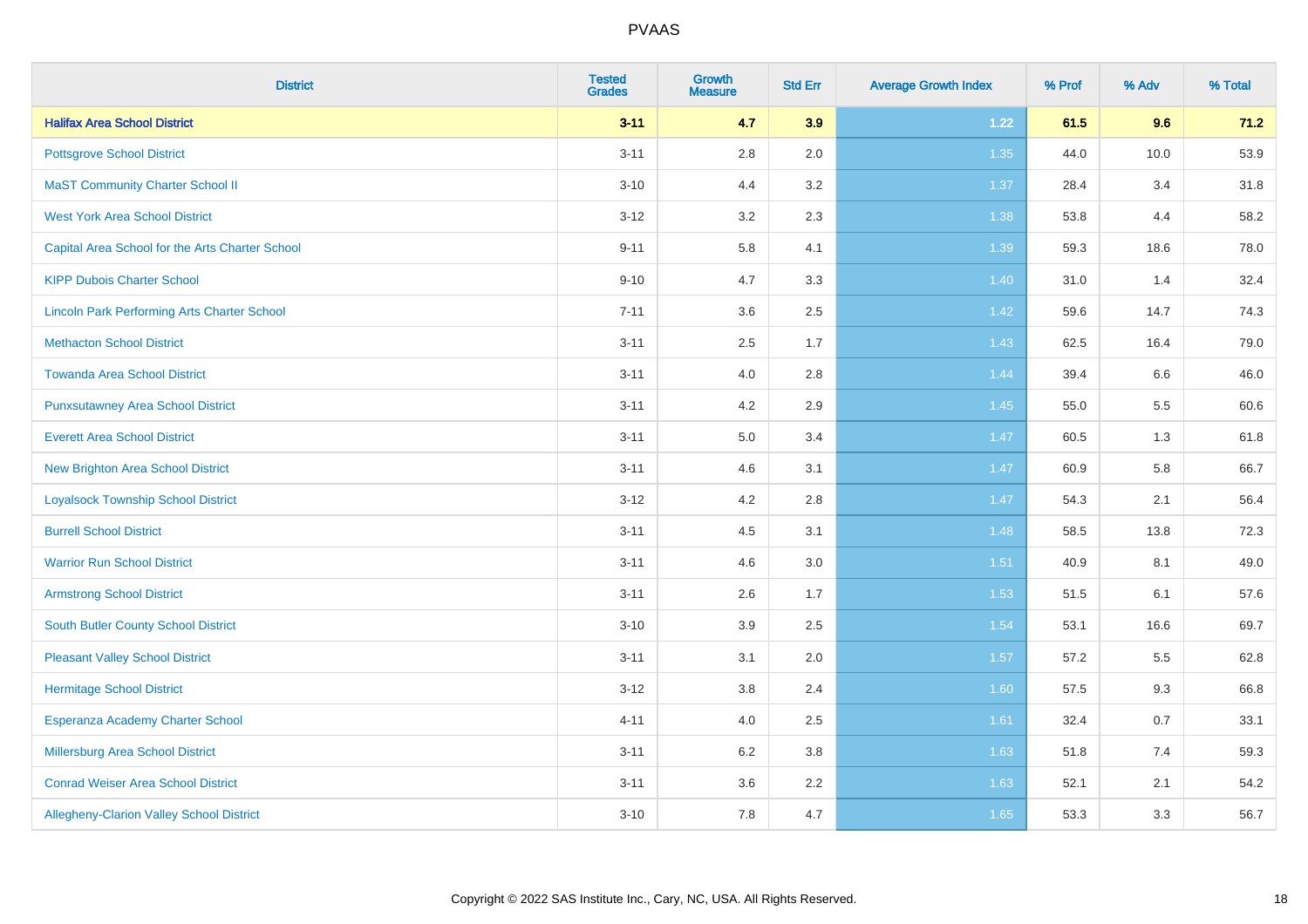PVAAS

| District | Tested Grades | Growth Measure | Std Err | Average Growth Index | % Prof | % Adv | % Total |
|---|---|---|---|---|---|---|---|
| **Halifax Area School District** | **3-11** | **4.7** | **3.9** | **1.22** | **61.5** | **9.6** | **71.2** |
| Pottsgrove School District | 3-11 | 2.8 | 2.0 | 1.35 | 44.0 | 10.0 | 53.9 |
| MaST Community Charter School II | 3-10 | 4.4 | 3.2 | 1.37 | 28.4 | 3.4 | 31.8 |
| West York Area School District | 3-12 | 3.2 | 2.3 | 1.38 | 53.8 | 4.4 | 58.2 |
| Capital Area School for the Arts Charter School | 9-11 | 5.8 | 4.1 | 1.39 | 59.3 | 18.6 | 78.0 |
| KIPP Dubois Charter School | 9-10 | 4.7 | 3.3 | 1.40 | 31.0 | 1.4 | 32.4 |
| Lincoln Park Performing Arts Charter School | 7-11 | 3.6 | 2.5 | 1.42 | 59.6 | 14.7 | 74.3 |
| Methacton School District | 3-11 | 2.5 | 1.7 | 1.43 | 62.5 | 16.4 | 79.0 |
| Towanda Area School District | 3-11 | 4.0 | 2.8 | 1.44 | 39.4 | 6.6 | 46.0 |
| Punxsutawney Area School District | 3-11 | 4.2 | 2.9 | 1.45 | 55.0 | 5.5 | 60.6 |
| Everett Area School District | 3-11 | 5.0 | 3.4 | 1.47 | 60.5 | 1.3 | 61.8 |
| New Brighton Area School District | 3-11 | 4.6 | 3.1 | 1.47 | 60.9 | 5.8 | 66.7 |
| Loyalsock Township School District | 3-12 | 4.2 | 2.8 | 1.47 | 54.3 | 2.1 | 56.4 |
| Burrell School District | 3-11 | 4.5 | 3.1 | 1.48 | 58.5 | 13.8 | 72.3 |
| Warrior Run School District | 3-11 | 4.6 | 3.0 | 1.51 | 40.9 | 8.1 | 49.0 |
| Armstrong School District | 3-11 | 2.6 | 1.7 | 1.53 | 51.5 | 6.1 | 57.6 |
| South Butler County School District | 3-10 | 3.9 | 2.5 | 1.54 | 53.1 | 16.6 | 69.7 |
| Pleasant Valley School District | 3-11 | 3.1 | 2.0 | 1.57 | 57.2 | 5.5 | 62.8 |
| Hermitage School District | 3-12 | 3.8 | 2.4 | 1.60 | 57.5 | 9.3 | 66.8 |
| Esperanza Academy Charter School | 4-11 | 4.0 | 2.5 | 1.61 | 32.4 | 0.7 | 33.1 |
| Millersburg Area School District | 3-11 | 6.2 | 3.8 | 1.63 | 51.8 | 7.4 | 59.3 |
| Conrad Weiser Area School District | 3-11 | 3.6 | 2.2 | 1.63 | 52.1 | 2.1 | 54.2 |
| Allegheny-Clarion Valley School District | 3-10 | 7.8 | 4.7 | 1.65 | 53.3 | 3.3 | 56.7 |

Copyright © 2022 SAS Institute Inc., Cary, NC, USA. All Rights Reserved.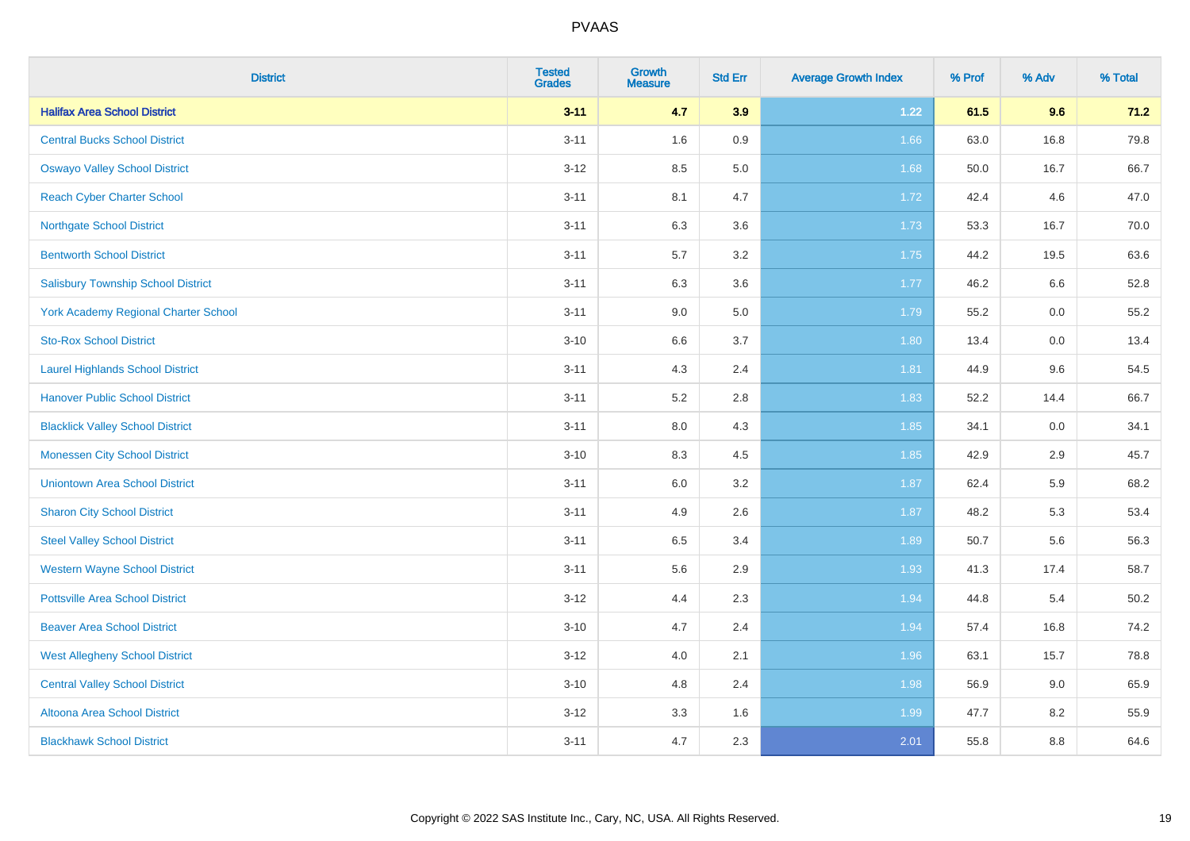# PVAAS

| District | Tested Grades | Growth Measure | Std Err | Average Growth Index | % Prof | % Adv | % Total |
|---|---|---|---|---|---|---|---|
| **Halifax Area School District** | **3-11** | **4.7** | **3.9** | **1.22** | **61.5** | **9.6** | **71.2** |
| Central Bucks School District | 3-11 | 1.6 | 0.9 | 1.66 | 63.0 | 16.8 | 79.8 |
| Oswayo Valley School District | 3-12 | 8.5 | 5.0 | 1.68 | 50.0 | 16.7 | 66.7 |
| Reach Cyber Charter School | 3-11 | 8.1 | 4.7 | 1.72 | 42.4 | 4.6 | 47.0 |
| Northgate School District | 3-11 | 6.3 | 3.6 | 1.73 | 53.3 | 16.7 | 70.0 |
| Bentworth School District | 3-11 | 5.7 | 3.2 | 1.75 | 44.2 | 19.5 | 63.6 |
| Salisbury Township School District | 3-11 | 6.3 | 3.6 | 1.77 | 46.2 | 6.6 | 52.8 |
| York Academy Regional Charter School | 3-11 | 9.0 | 5.0 | 1.79 | 55.2 | 0.0 | 55.2 |
| Sto-Rox School District | 3-10 | 6.6 | 3.7 | 1.80 | 13.4 | 0.0 | 13.4 |
| Laurel Highlands School District | 3-11 | 4.3 | 2.4 | 1.81 | 44.9 | 9.6 | 54.5 |
| Hanover Public School District | 3-11 | 5.2 | 2.8 | 1.83 | 52.2 | 14.4 | 66.7 |
| Blacklick Valley School District | 3-11 | 8.0 | 4.3 | 1.85 | 34.1 | 0.0 | 34.1 |
| Monessen City School District | 3-10 | 8.3 | 4.5 | 1.85 | 42.9 | 2.9 | 45.7 |
| Uniontown Area School District | 3-11 | 6.0 | 3.2 | 1.87 | 62.4 | 5.9 | 68.2 |
| Sharon City School District | 3-11 | 4.9 | 2.6 | 1.87 | 48.2 | 5.3 | 53.4 |
| Steel Valley School District | 3-11 | 6.5 | 3.4 | 1.89 | 50.7 | 5.6 | 56.3 |
| Western Wayne School District | 3-11 | 5.6 | 2.9 | 1.93 | 41.3 | 17.4 | 58.7 |
| Pottsville Area School District | 3-12 | 4.4 | 2.3 | 1.94 | 44.8 | 5.4 | 50.2 |
| Beaver Area School District | 3-10 | 4.7 | 2.4 | 1.94 | 57.4 | 16.8 | 74.2 |
| West Allegheny School District | 3-12 | 4.0 | 2.1 | 1.96 | 63.1 | 15.7 | 78.8 |
| Central Valley School District | 3-10 | 4.8 | 2.4 | 1.98 | 56.9 | 9.0 | 65.9 |
| Altoona Area School District | 3-12 | 3.3 | 1.6 | 1.99 | 47.7 | 8.2 | 55.9 |
| Blackhawk School District | 3-11 | 4.7 | 2.3 | 2.01 | 55.8 | 8.8 | 64.6 |

Copyright © 2022 SAS Institute Inc., Cary, NC, USA. All Rights Reserved.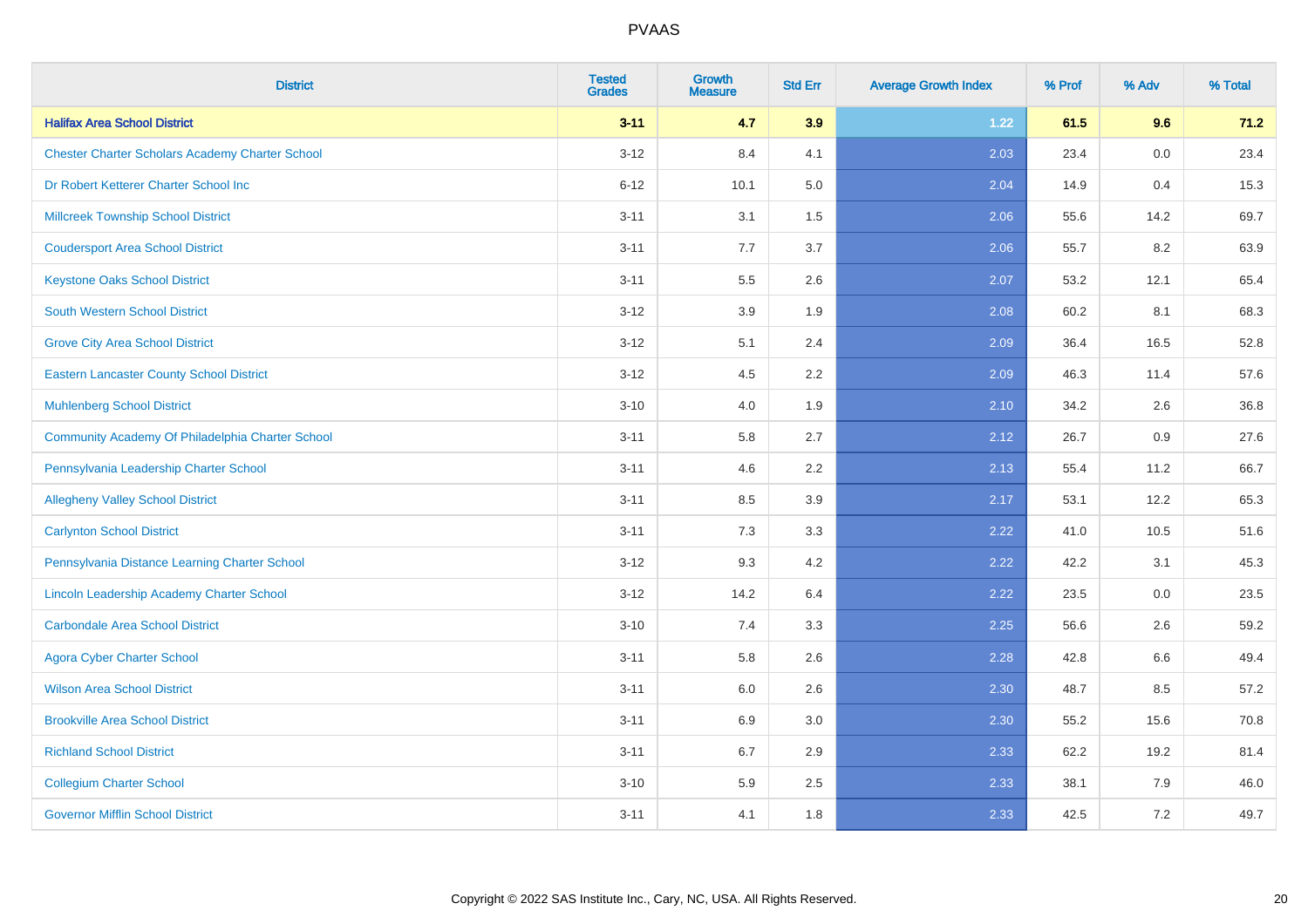# PVAAS

| District | Tested Grades | Growth Measure | Std Err | Average Growth Index | % Prof | % Adv | % Total |
|---|---|---|---|---|---|---|---|
| **Halifax Area School District** | **3-11** | **4.7** | **3.9** | **1.22** | **61.5** | **9.6** | **71.2** |
| Chester Charter Scholars Academy Charter School | 3-12 | 8.4 | 4.1 | 2.03 | 23.4 | 0.0 | 23.4 |
| Dr Robert Ketterer Charter School Inc | 6-12 | 10.1 | 5.0 | 2.04 | 14.9 | 0.4 | 15.3 |
| Millcreek Township School District | 3-11 | 3.1 | 1.5 | 2.06 | 55.6 | 14.2 | 69.7 |
| Coudersport Area School District | 3-11 | 7.7 | 3.7 | 2.06 | 55.7 | 8.2 | 63.9 |
| Keystone Oaks School District | 3-11 | 5.5 | 2.6 | 2.07 | 53.2 | 12.1 | 65.4 |
| South Western School District | 3-12 | 3.9 | 1.9 | 2.08 | 60.2 | 8.1 | 68.3 |
| Grove City Area School District | 3-12 | 5.1 | 2.4 | 2.09 | 36.4 | 16.5 | 52.8 |
| Eastern Lancaster County School District | 3-12 | 4.5 | 2.2 | 2.09 | 46.3 | 11.4 | 57.6 |
| Muhlenberg School District | 3-10 | 4.0 | 1.9 | 2.10 | 34.2 | 2.6 | 36.8 |
| Community Academy Of Philadelphia Charter School | 3-11 | 5.8 | 2.7 | 2.12 | 26.7 | 0.9 | 27.6 |
| Pennsylvania Leadership Charter School | 3-11 | 4.6 | 2.2 | 2.13 | 55.4 | 11.2 | 66.7 |
| Allegheny Valley School District | 3-11 | 8.5 | 3.9 | 2.17 | 53.1 | 12.2 | 65.3 |
| Carlynton School District | 3-11 | 7.3 | 3.3 | 2.22 | 41.0 | 10.5 | 51.6 |
| Pennsylvania Distance Learning Charter School | 3-12 | 9.3 | 4.2 | 2.22 | 42.2 | 3.1 | 45.3 |
| Lincoln Leadership Academy Charter School | 3-12 | 14.2 | 6.4 | 2.22 | 23.5 | 0.0 | 23.5 |
| Carbondale Area School District | 3-10 | 7.4 | 3.3 | 2.25 | 56.6 | 2.6 | 59.2 |
| Agora Cyber Charter School | 3-11 | 5.8 | 2.6 | 2.28 | 42.8 | 6.6 | 49.4 |
| Wilson Area School District | 3-11 | 6.0 | 2.6 | 2.30 | 48.7 | 8.5 | 57.2 |
| Brookville Area School District | 3-11 | 6.9 | 3.0 | 2.30 | 55.2 | 15.6 | 70.8 |
| Richland School District | 3-11 | 6.7 | 2.9 | 2.33 | 62.2 | 19.2 | 81.4 |
| Collegium Charter School | 3-10 | 5.9 | 2.5 | 2.33 | 38.1 | 7.9 | 46.0 |
| Governor Mifflin School District | 3-11 | 4.1 | 1.8 | 2.33 | 42.5 | 7.2 | 49.7 |

Copyright © 2022 SAS Institute Inc., Cary, NC, USA. All Rights Reserved.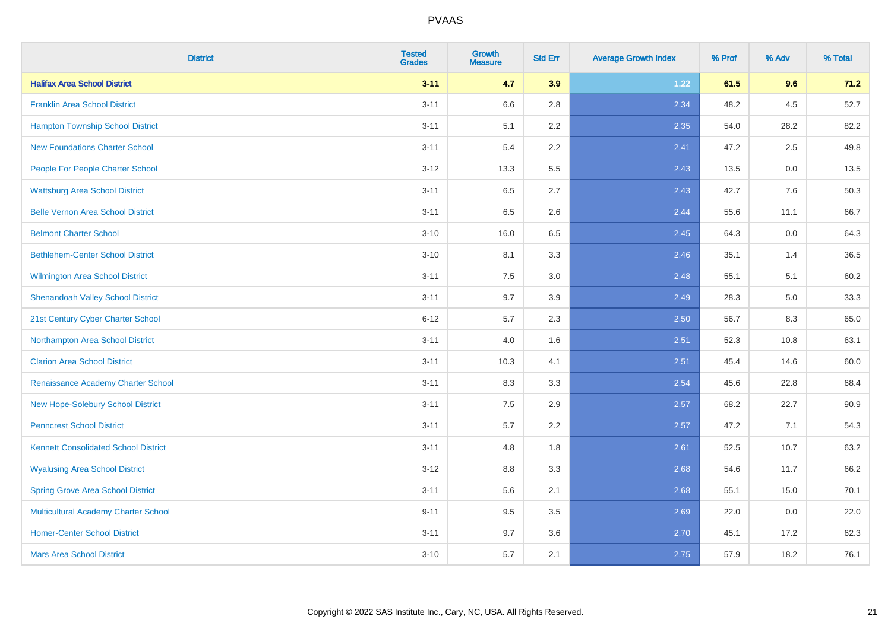# PVAAS

| District | Tested Grades | Growth Measure | Std Err | Average Growth Index | % Prof | % Adv | % Total |
|---|---|---|---|---|---|---|---|
| **Halifax Area School District** | **3-11** | **4.7** | **3.9** | **1.22** | **61.5** | **9.6** | **71.2** |
| Franklin Area School District | 3-11 | 6.6 | 2.8 | 2.34 | 48.2 | 4.5 | 52.7 |
| Hampton Township School District | 3-11 | 5.1 | 2.2 | 2.35 | 54.0 | 28.2 | 82.2 |
| New Foundations Charter School | 3-11 | 5.4 | 2.2 | 2.41 | 47.2 | 2.5 | 49.8 |
| People For People Charter School | 3-12 | 13.3 | 5.5 | 2.43 | 13.5 | 0.0 | 13.5 |
| Wattsburg Area School District | 3-11 | 6.5 | 2.7 | 2.43 | 42.7 | 7.6 | 50.3 |
| Belle Vernon Area School District | 3-11 | 6.5 | 2.6 | 2.44 | 55.6 | 11.1 | 66.7 |
| Belmont Charter School | 3-10 | 16.0 | 6.5 | 2.45 | 64.3 | 0.0 | 64.3 |
| Bethlehem-Center School District | 3-10 | 8.1 | 3.3 | 2.46 | 35.1 | 1.4 | 36.5 |
| Wilmington Area School District | 3-11 | 7.5 | 3.0 | 2.48 | 55.1 | 5.1 | 60.2 |
| Shenandoah Valley School District | 3-11 | 9.7 | 3.9 | 2.49 | 28.3 | 5.0 | 33.3 |
| 21st Century Cyber Charter School | 6-12 | 5.7 | 2.3 | 2.50 | 56.7 | 8.3 | 65.0 |
| Northampton Area School District | 3-11 | 4.0 | 1.6 | 2.51 | 52.3 | 10.8 | 63.1 |
| Clarion Area School District | 3-11 | 10.3 | 4.1 | 2.51 | 45.4 | 14.6 | 60.0 |
| Renaissance Academy Charter School | 3-11 | 8.3 | 3.3 | 2.54 | 45.6 | 22.8 | 68.4 |
| New Hope-Solebury School District | 3-11 | 7.5 | 2.9 | 2.57 | 68.2 | 22.7 | 90.9 |
| Penncrest School District | 3-11 | 5.7 | 2.2 | 2.57 | 47.2 | 7.1 | 54.3 |
| Kennett Consolidated School District | 3-11 | 4.8 | 1.8 | 2.61 | 52.5 | 10.7 | 63.2 |
| Wyalusing Area School District | 3-12 | 8.8 | 3.3 | 2.68 | 54.6 | 11.7 | 66.2 |
| Spring Grove Area School District | 3-11 | 5.6 | 2.1 | 2.68 | 55.1 | 15.0 | 70.1 |
| Multicultural Academy Charter School | 9-11 | 9.5 | 3.5 | 2.69 | 22.0 | 0.0 | 22.0 |
| Homer-Center School District | 3-11 | 9.7 | 3.6 | 2.70 | 45.1 | 17.2 | 62.3 |
| Mars Area School District | 3-10 | 5.7 | 2.1 | 2.75 | 57.9 | 18.2 | 76.1 |

Copyright © 2022 SAS Institute Inc., Cary, NC, USA. All Rights Reserved.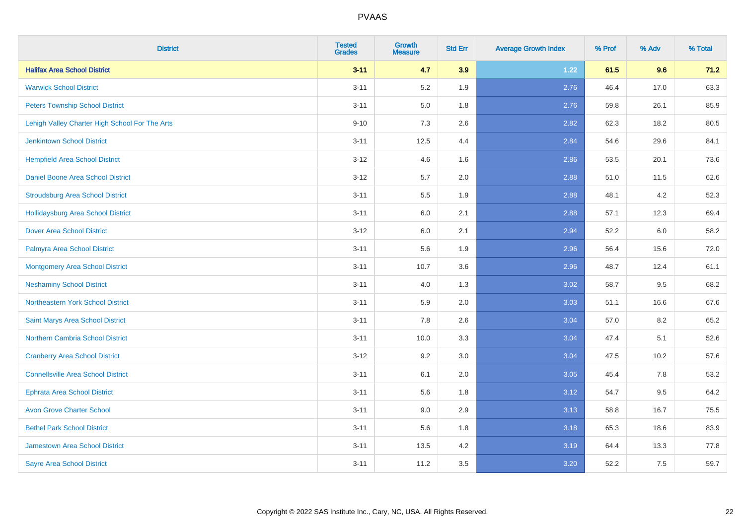# PVAAS

| District | Tested Grades | Growth Measure | Std Err | Average Growth Index | % Prof | % Adv | % Total |
|---|---|---|---|---|---|---|---|
| **Halifax Area School District** | **3-11** | **4.7** | **3.9** | **1.22** | **61.5** | **9.6** | **71.2** |
| Warwick School District | 3-11 | 5.2 | 1.9 | 2.76 | 46.4 | 17.0 | 63.3 |
| Peters Township School District | 3-11 | 5.0 | 1.8 | 2.76 | 59.8 | 26.1 | 85.9 |
| Lehigh Valley Charter High School For The Arts | 9-10 | 7.3 | 2.6 | 2.82 | 62.3 | 18.2 | 80.5 |
| Jenkintown School District | 3-11 | 12.5 | 4.4 | 2.84 | 54.6 | 29.6 | 84.1 |
| Hempfield Area School District | 3-12 | 4.6 | 1.6 | 2.86 | 53.5 | 20.1 | 73.6 |
| Daniel Boone Area School District | 3-12 | 5.7 | 2.0 | 2.88 | 51.0 | 11.5 | 62.6 |
| Stroudsburg Area School District | 3-11 | 5.5 | 1.9 | 2.88 | 48.1 | 4.2 | 52.3 |
| Hollidaysburg Area School District | 3-11 | 6.0 | 2.1 | 2.88 | 57.1 | 12.3 | 69.4 |
| Dover Area School District | 3-12 | 6.0 | 2.1 | 2.94 | 52.2 | 6.0 | 58.2 |
| Palmyra Area School District | 3-11 | 5.6 | 1.9 | 2.96 | 56.4 | 15.6 | 72.0 |
| Montgomery Area School District | 3-11 | 10.7 | 3.6 | 2.96 | 48.7 | 12.4 | 61.1 |
| Neshaminy School District | 3-11 | 4.0 | 1.3 | 3.02 | 58.7 | 9.5 | 68.2 |
| Northeastern York School District | 3-11 | 5.9 | 2.0 | 3.03 | 51.1 | 16.6 | 67.6 |
| Saint Marys Area School District | 3-11 | 7.8 | 2.6 | 3.04 | 57.0 | 8.2 | 65.2 |
| Northern Cambria School District | 3-11 | 10.0 | 3.3 | 3.04 | 47.4 | 5.1 | 52.6 |
| Cranberry Area School District | 3-12 | 9.2 | 3.0 | 3.04 | 47.5 | 10.2 | 57.6 |
| Connellsville Area School District | 3-11 | 6.1 | 2.0 | 3.05 | 45.4 | 7.8 | 53.2 |
| Ephrata Area School District | 3-11 | 5.6 | 1.8 | 3.12 | 54.7 | 9.5 | 64.2 |
| Avon Grove Charter School | 3-11 | 9.0 | 2.9 | 3.13 | 58.8 | 16.7 | 75.5 |
| Bethel Park School District | 3-11 | 5.6 | 1.8 | 3.18 | 65.3 | 18.6 | 83.9 |
| Jamestown Area School District | 3-11 | 13.5 | 4.2 | 3.19 | 64.4 | 13.3 | 77.8 |
| Sayre Area School District | 3-11 | 11.2 | 3.5 | 3.20 | 52.2 | 7.5 | 59.7 |

Copyright © 2022 SAS Institute Inc., Cary, NC, USA. All Rights Reserved.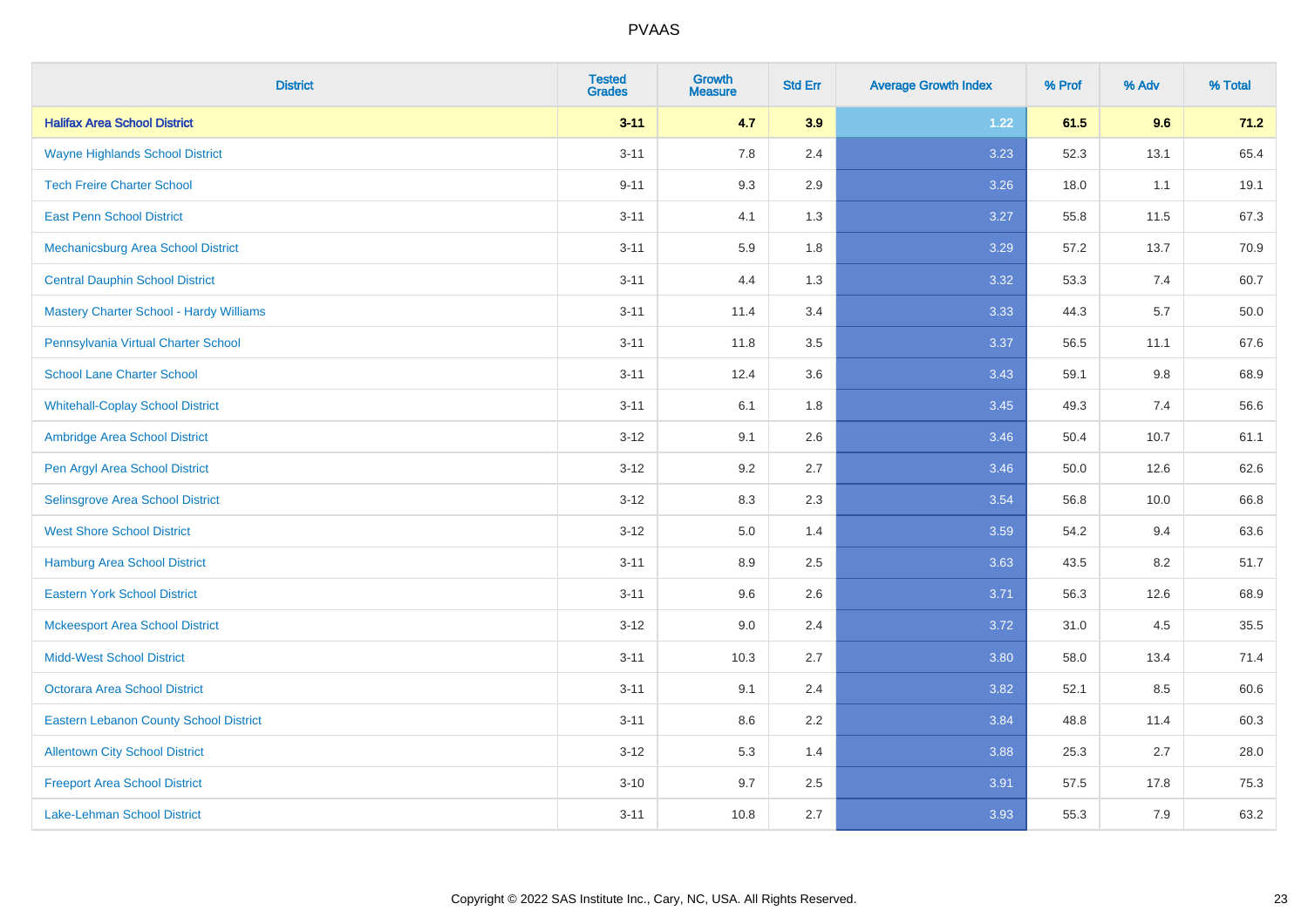# PVAAS

| District | Tested Grades | Growth Measure | Std Err | Average Growth Index | % Prof | % Adv | % Total |
|---|---|---|---|---|---|---|---|
| **Halifax Area School District** | **3-11** | **4.7** | **3.9** | **1.22** | **61.5** | **9.6** | **71.2** |
| Wayne Highlands School District | 3-11 | 7.8 | 2.4 | 3.23 | 52.3 | 13.1 | 65.4 |
| Tech Freire Charter School | 9-11 | 9.3 | 2.9 | 3.26 | 18.0 | 1.1 | 19.1 |
| East Penn School District | 3-11 | 4.1 | 1.3 | 3.27 | 55.8 | 11.5 | 67.3 |
| Mechanicsburg Area School District | 3-11 | 5.9 | 1.8 | 3.29 | 57.2 | 13.7 | 70.9 |
| Central Dauphin School District | 3-11 | 4.4 | 1.3 | 3.32 | 53.3 | 7.4 | 60.7 |
| Mastery Charter School - Hardy Williams | 3-11 | 11.4 | 3.4 | 3.33 | 44.3 | 5.7 | 50.0 |
| Pennsylvania Virtual Charter School | 3-11 | 11.8 | 3.5 | 3.37 | 56.5 | 11.1 | 67.6 |
| School Lane Charter School | 3-11 | 12.4 | 3.6 | 3.43 | 59.1 | 9.8 | 68.9 |
| Whitehall-Coplay School District | 3-11 | 6.1 | 1.8 | 3.45 | 49.3 | 7.4 | 56.6 |
| Ambridge Area School District | 3-12 | 9.1 | 2.6 | 3.46 | 50.4 | 10.7 | 61.1 |
| Pen Argyl Area School District | 3-12 | 9.2 | 2.7 | 3.46 | 50.0 | 12.6 | 62.6 |
| Selinsgrove Area School District | 3-12 | 8.3 | 2.3 | 3.54 | 56.8 | 10.0 | 66.8 |
| West Shore School District | 3-12 | 5.0 | 1.4 | 3.59 | 54.2 | 9.4 | 63.6 |
| Hamburg Area School District | 3-11 | 8.9 | 2.5 | 3.63 | 43.5 | 8.2 | 51.7 |
| Eastern York School District | 3-11 | 9.6 | 2.6 | 3.71 | 56.3 | 12.6 | 68.9 |
| Mckeesport Area School District | 3-12 | 9.0 | 2.4 | 3.72 | 31.0 | 4.5 | 35.5 |
| Midd-West School District | 3-11 | 10.3 | 2.7 | 3.80 | 58.0 | 13.4 | 71.4 |
| Octorara Area School District | 3-11 | 9.1 | 2.4 | 3.82 | 52.1 | 8.5 | 60.6 |
| Eastern Lebanon County School District | 3-11 | 8.6 | 2.2 | 3.84 | 48.8 | 11.4 | 60.3 |
| Allentown City School District | 3-12 | 5.3 | 1.4 | 3.88 | 25.3 | 2.7 | 28.0 |
| Freeport Area School District | 3-10 | 9.7 | 2.5 | 3.91 | 57.5 | 17.8 | 75.3 |
| Lake-Lehman School District | 3-11 | 10.8 | 2.7 | 3.93 | 55.3 | 7.9 | 63.2 |

Copyright © 2022 SAS Institute Inc., Cary, NC, USA. All Rights Reserved.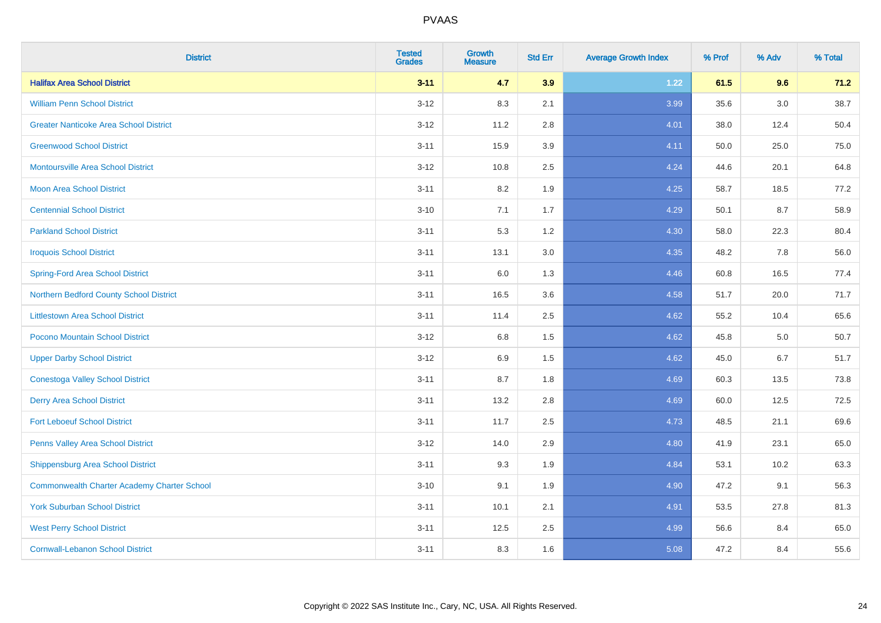# PVAAS

| District | Tested Grades | Growth Measure | Std Err | Average Growth Index | % Prof | % Adv | % Total |
|---|---|---|---|---|---|---|---|
| **Halifax Area School District** | **3-11** | **4.7** | **3.9** | **1.22** | **61.5** | **9.6** | **71.2** |
| William Penn School District | 3-12 | 8.3 | 2.1 | 3.99 | 35.6 | 3.0 | 38.7 |
| Greater Nanticoke Area School District | 3-12 | 11.2 | 2.8 | 4.01 | 38.0 | 12.4 | 50.4 |
| Greenwood School District | 3-11 | 15.9 | 3.9 | 4.11 | 50.0 | 25.0 | 75.0 |
| Montoursville Area School District | 3-12 | 10.8 | 2.5 | 4.24 | 44.6 | 20.1 | 64.8 |
| Moon Area School District | 3-11 | 8.2 | 1.9 | 4.25 | 58.7 | 18.5 | 77.2 |
| Centennial School District | 3-10 | 7.1 | 1.7 | 4.29 | 50.1 | 8.7 | 58.9 |
| Parkland School District | 3-11 | 5.3 | 1.2 | 4.30 | 58.0 | 22.3 | 80.4 |
| Iroquois School District | 3-11 | 13.1 | 3.0 | 4.35 | 48.2 | 7.8 | 56.0 |
| Spring-Ford Area School District | 3-11 | 6.0 | 1.3 | 4.46 | 60.8 | 16.5 | 77.4 |
| Northern Bedford County School District | 3-11 | 16.5 | 3.6 | 4.58 | 51.7 | 20.0 | 71.7 |
| Littlestown Area School District | 3-11 | 11.4 | 2.5 | 4.62 | 55.2 | 10.4 | 65.6 |
| Pocono Mountain School District | 3-12 | 6.8 | 1.5 | 4.62 | 45.8 | 5.0 | 50.7 |
| Upper Darby School District | 3-12 | 6.9 | 1.5 | 4.62 | 45.0 | 6.7 | 51.7 |
| Conestoga Valley School District | 3-11 | 8.7 | 1.8 | 4.69 | 60.3 | 13.5 | 73.8 |
| Derry Area School District | 3-11 | 13.2 | 2.8 | 4.69 | 60.0 | 12.5 | 72.5 |
| Fort Leboeuf School District | 3-11 | 11.7 | 2.5 | 4.73 | 48.5 | 21.1 | 69.6 |
| Penns Valley Area School District | 3-12 | 14.0 | 2.9 | 4.80 | 41.9 | 23.1 | 65.0 |
| Shippensburg Area School District | 3-11 | 9.3 | 1.9 | 4.84 | 53.1 | 10.2 | 63.3 |
| Commonwealth Charter Academy Charter School | 3-10 | 9.1 | 1.9 | 4.90 | 47.2 | 9.1 | 56.3 |
| York Suburban School District | 3-11 | 10.1 | 2.1 | 4.91 | 53.5 | 27.8 | 81.3 |
| West Perry School District | 3-11 | 12.5 | 2.5 | 4.99 | 56.6 | 8.4 | 65.0 |
| Cornwall-Lebanon School District | 3-11 | 8.3 | 1.6 | 5.08 | 47.2 | 8.4 | 55.6 |

Copyright © 2022 SAS Institute Inc., Cary, NC, USA. All Rights Reserved.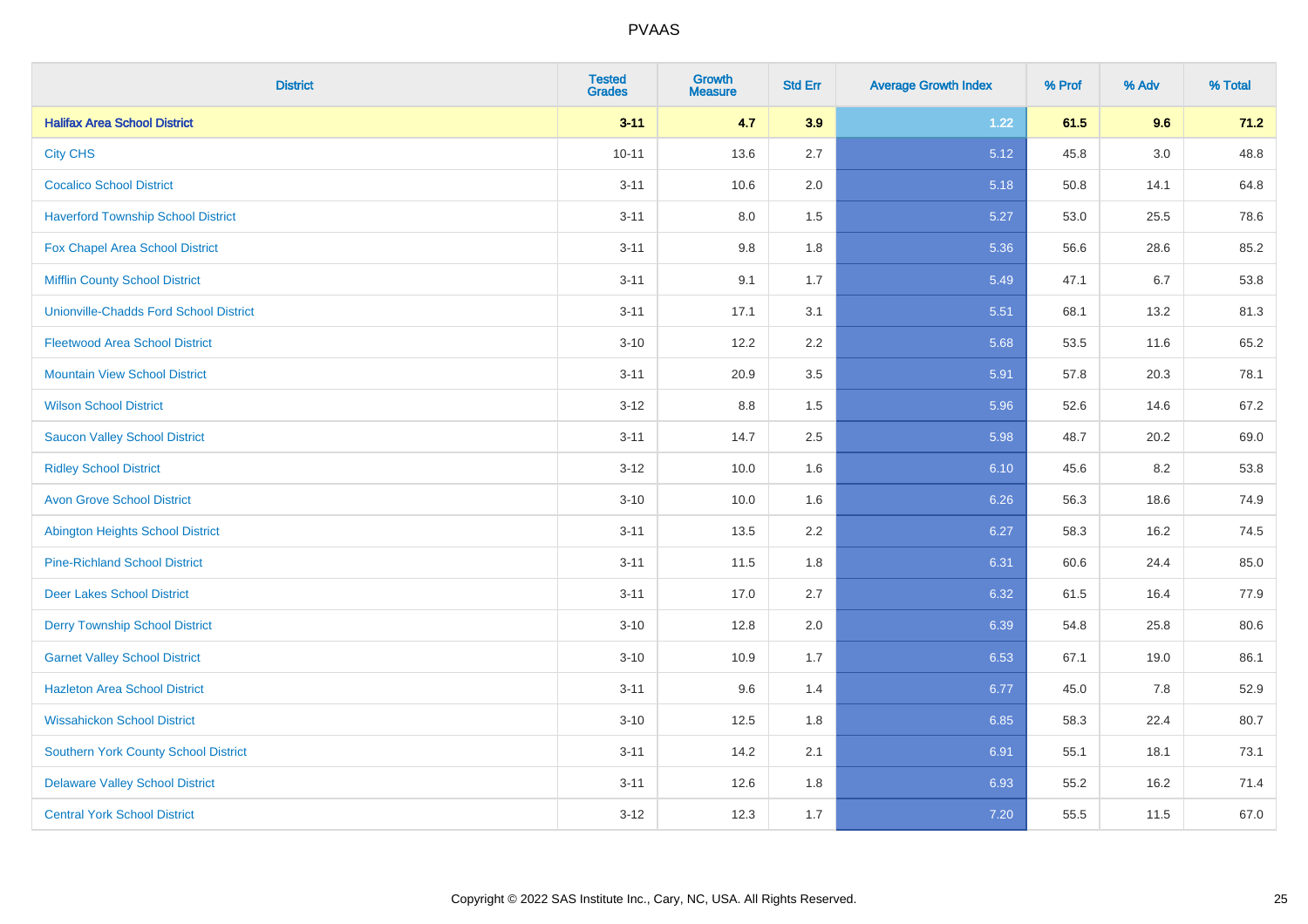PVAAS

| District | Tested Grades | Growth Measure | Std Err | Average Growth Index | % Prof | % Adv | % Total |
|---|---|---|---|---|---|---|---|
| **Halifax Area School District** | **3-11** | **4.7** | **3.9** | **1.22** | **61.5** | **9.6** | **71.2** |
| City CHS | 10-11 | 13.6 | 2.7 | 5.12 | 45.8 | 3.0 | 48.8 |
| Cocalico School District | 3-11 | 10.6 | 2.0 | 5.18 | 50.8 | 14.1 | 64.8 |
| Haverford Township School District | 3-11 | 8.0 | 1.5 | 5.27 | 53.0 | 25.5 | 78.6 |
| Fox Chapel Area School District | 3-11 | 9.8 | 1.8 | 5.36 | 56.6 | 28.6 | 85.2 |
| Mifflin County School District | 3-11 | 9.1 | 1.7 | 5.49 | 47.1 | 6.7 | 53.8 |
| Unionville-Chadds Ford School District | 3-11 | 17.1 | 3.1 | 5.51 | 68.1 | 13.2 | 81.3 |
| Fleetwood Area School District | 3-10 | 12.2 | 2.2 | 5.68 | 53.5 | 11.6 | 65.2 |
| Mountain View School District | 3-11 | 20.9 | 3.5 | 5.91 | 57.8 | 20.3 | 78.1 |
| Wilson School District | 3-12 | 8.8 | 1.5 | 5.96 | 52.6 | 14.6 | 67.2 |
| Saucon Valley School District | 3-11 | 14.7 | 2.5 | 5.98 | 48.7 | 20.2 | 69.0 |
| Ridley School District | 3-12 | 10.0 | 1.6 | 6.10 | 45.6 | 8.2 | 53.8 |
| Avon Grove School District | 3-10 | 10.0 | 1.6 | 6.26 | 56.3 | 18.6 | 74.9 |
| Abington Heights School District | 3-11 | 13.5 | 2.2 | 6.27 | 58.3 | 16.2 | 74.5 |
| Pine-Richland School District | 3-11 | 11.5 | 1.8 | 6.31 | 60.6 | 24.4 | 85.0 |
| Deer Lakes School District | 3-11 | 17.0 | 2.7 | 6.32 | 61.5 | 16.4 | 77.9 |
| Derry Township School District | 3-10 | 12.8 | 2.0 | 6.39 | 54.8 | 25.8 | 80.6 |
| Garnet Valley School District | 3-10 | 10.9 | 1.7 | 6.53 | 67.1 | 19.0 | 86.1 |
| Hazleton Area School District | 3-11 | 9.6 | 1.4 | 6.77 | 45.0 | 7.8 | 52.9 |
| Wissahickon School District | 3-10 | 12.5 | 1.8 | 6.85 | 58.3 | 22.4 | 80.7 |
| Southern York County School District | 3-11 | 14.2 | 2.1 | 6.91 | 55.1 | 18.1 | 73.1 |
| Delaware Valley School District | 3-11 | 12.6 | 1.8 | 6.93 | 55.2 | 16.2 | 71.4 |
| Central York School District | 3-12 | 12.3 | 1.7 | 7.20 | 55.5 | 11.5 | 67.0 |

Copyright © 2022 SAS Institute Inc., Cary, NC, USA. All Rights Reserved.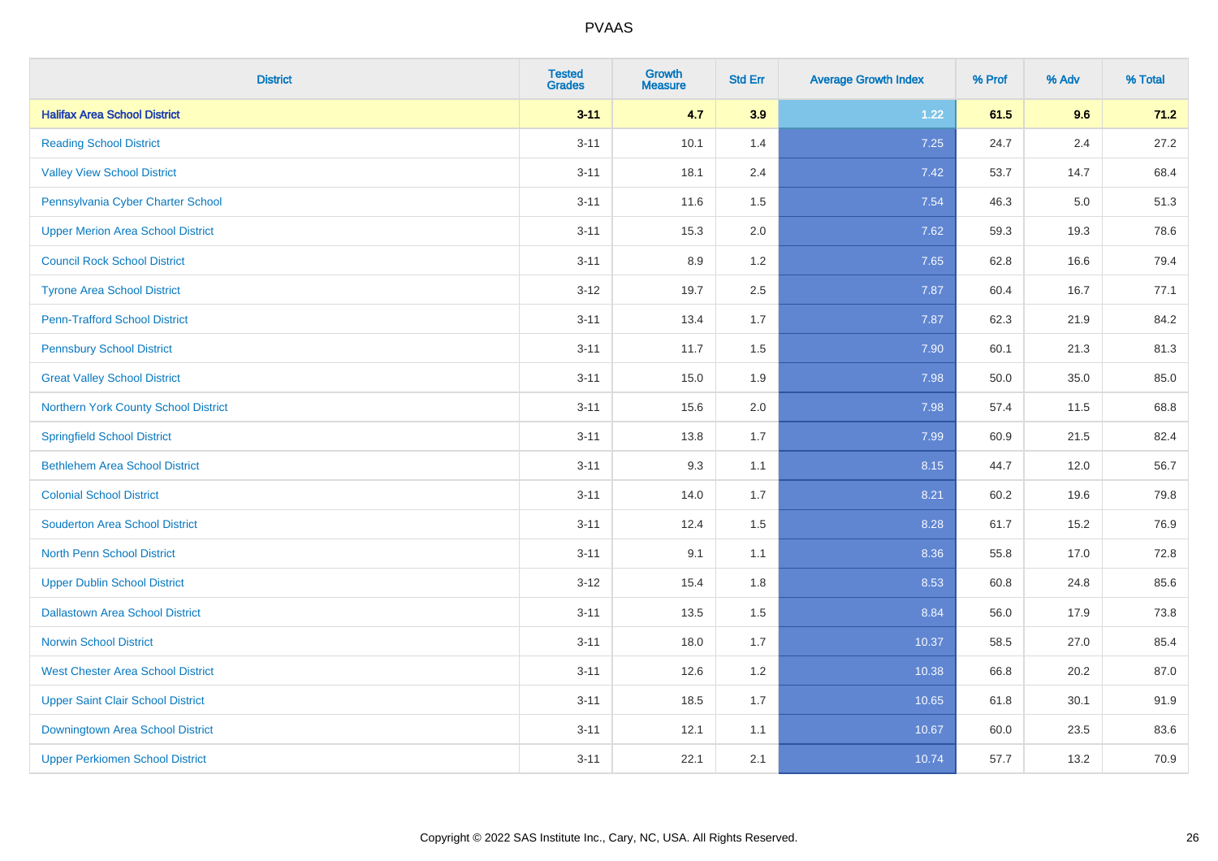| District | Tested Grades | Growth Measure | Std Err | Average Growth Index | % Prof | % Adv | % Total |
|---|---|---|---|---|---|---|---|
| **Halifax Area School District** | **3-11** | **4.7** | **3.9** | **1.22** | **61.5** | **9.6** | **71.2** |
| Reading School District | 3-11 | 10.1 | 1.4 | 7.25 | 24.7 | 2.4 | 27.2 |
| Valley View School District | 3-11 | 18.1 | 2.4 | 7.42 | 53.7 | 14.7 | 68.4 |
| Pennsylvania Cyber Charter School | 3-11 | 11.6 | 1.5 | 7.54 | 46.3 | 5.0 | 51.3 |
| Upper Merion Area School District | 3-11 | 15.3 | 2.0 | 7.62 | 59.3 | 19.3 | 78.6 |
| Council Rock School District | 3-11 | 8.9 | 1.2 | 7.65 | 62.8 | 16.6 | 79.4 |
| Tyrone Area School District | 3-12 | 19.7 | 2.5 | 7.87 | 60.4 | 16.7 | 77.1 |
| Penn-Trafford School District | 3-11 | 13.4 | 1.7 | 7.87 | 62.3 | 21.9 | 84.2 |
| Pennsbury School District | 3-11 | 11.7 | 1.5 | 7.90 | 60.1 | 21.3 | 81.3 |
| Great Valley School District | 3-11 | 15.0 | 1.9 | 7.98 | 50.0 | 35.0 | 85.0 |
| Northern York County School District | 3-11 | 15.6 | 2.0 | 7.98 | 57.4 | 11.5 | 68.8 |
| Springfield School District | 3-11 | 13.8 | 1.7 | 7.99 | 60.9 | 21.5 | 82.4 |
| Bethlehem Area School District | 3-11 | 9.3 | 1.1 | 8.15 | 44.7 | 12.0 | 56.7 |
| Colonial School District | 3-11 | 14.0 | 1.7 | 8.21 | 60.2 | 19.6 | 79.8 |
| Souderton Area School District | 3-11 | 12.4 | 1.5 | 8.28 | 61.7 | 15.2 | 76.9 |
| North Penn School District | 3-11 | 9.1 | 1.1 | 8.36 | 55.8 | 17.0 | 72.8 |
| Upper Dublin School District | 3-12 | 15.4 | 1.8 | 8.53 | 60.8 | 24.8 | 85.6 |
| Dallastown Area School District | 3-11 | 13.5 | 1.5 | 8.84 | 56.0 | 17.9 | 73.8 |
| Norwin School District | 3-11 | 18.0 | 1.7 | 10.37 | 58.5 | 27.0 | 85.4 |
| West Chester Area School District | 3-11 | 12.6 | 1.2 | 10.38 | 66.8 | 20.2 | 87.0 |
| Upper Saint Clair School District | 3-11 | 18.5 | 1.7 | 10.65 | 61.8 | 30.1 | 91.9 |
| Downingtown Area School District | 3-11 | 12.1 | 1.1 | 10.67 | 60.0 | 23.5 | 83.6 |
| Upper Perkiomen School District | 3-11 | 22.1 | 2.1 | 10.74 | 57.7 | 13.2 | 70.9 |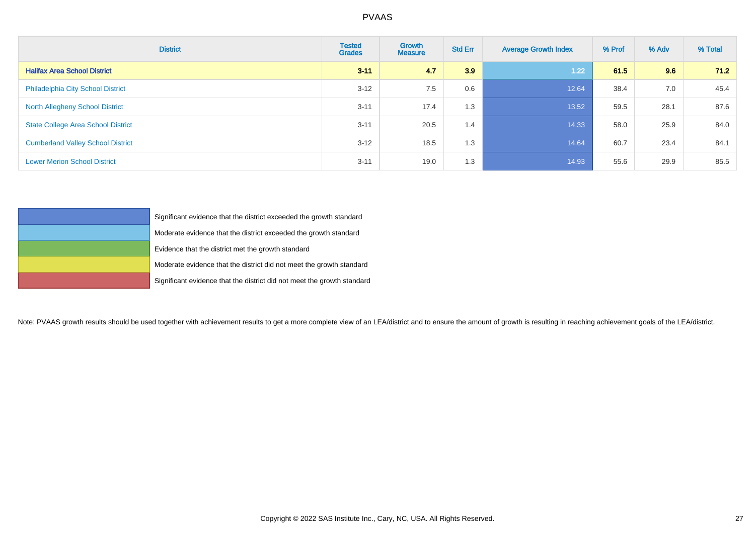PVAAS

| District | Tested Grades | Growth Measure | Std Err | Average Growth Index | % Prof | % Adv | % Total |
|---|---|---|---|---|---|---|---|
| **Halifax Area School District** | **3-11** | **4.7** | **3.9** | **1.22** | **61.5** | **9.6** | **71.2** |
| Philadelphia City School District | 3-12 | 7.5 | 0.6 | 12.64 | 38.4 | 7.0 | 45.4 |
| North Allegheny School District | 3-11 | 17.4 | 1.3 | 13.52 | 59.5 | 28.1 | 87.6 |
| State College Area School District | 3-11 | 20.5 | 1.4 | 14.33 | 58.0 | 25.9 | 84.0 |
| Cumberland Valley School District | 3-12 | 18.5 | 1.3 | 14.64 | 60.7 | 23.4 | 84.1 |
| Lower Merion School District | 3-11 | 19.0 | 1.3 | 14.93 | 55.6 | 29.9 | 85.5 |

- Significant evidence that the district exceeded the growth standard
- Moderate evidence that the district exceeded the growth standard
- Evidence that the district met the growth standard
- Moderate evidence that the district did not meet the growth standard
- Significant evidence that the district did not meet the growth standard

Note: PVAAS growth results should be used together with achievement results to get a more complete view of an LEA/district and to ensure the amount of growth is resulting in reaching achievement goals of the LEA/district.

Copyright © 2022 SAS Institute Inc., Cary, NC, USA. All Rights Reserved.